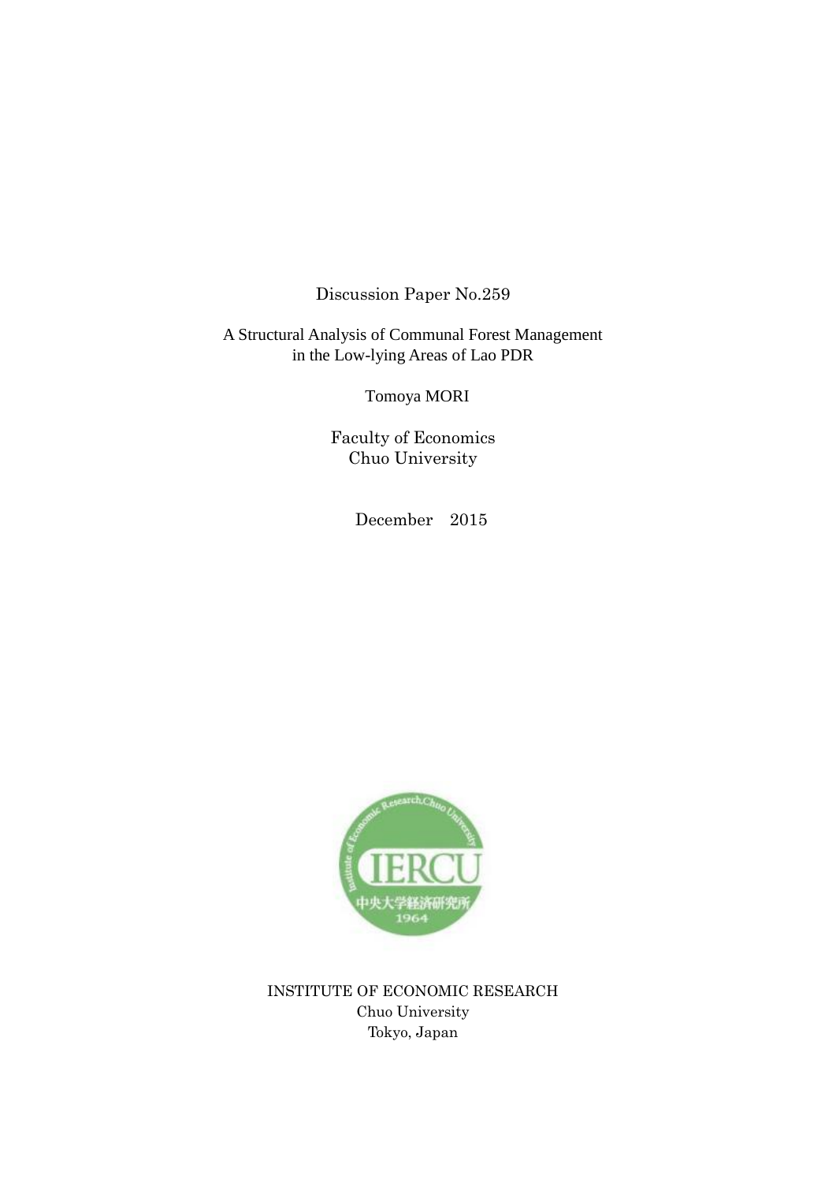Discussion Paper No.259

# A Structural Analysis of Communal Forest Management in the Low-lying Areas of Lao PDR

Tomoya MORI

Faculty of Economics
Chuo University

December 2015

INSTITUTE OF ECONOMIC RESEARCH
Chuo University
Tokyo, Japan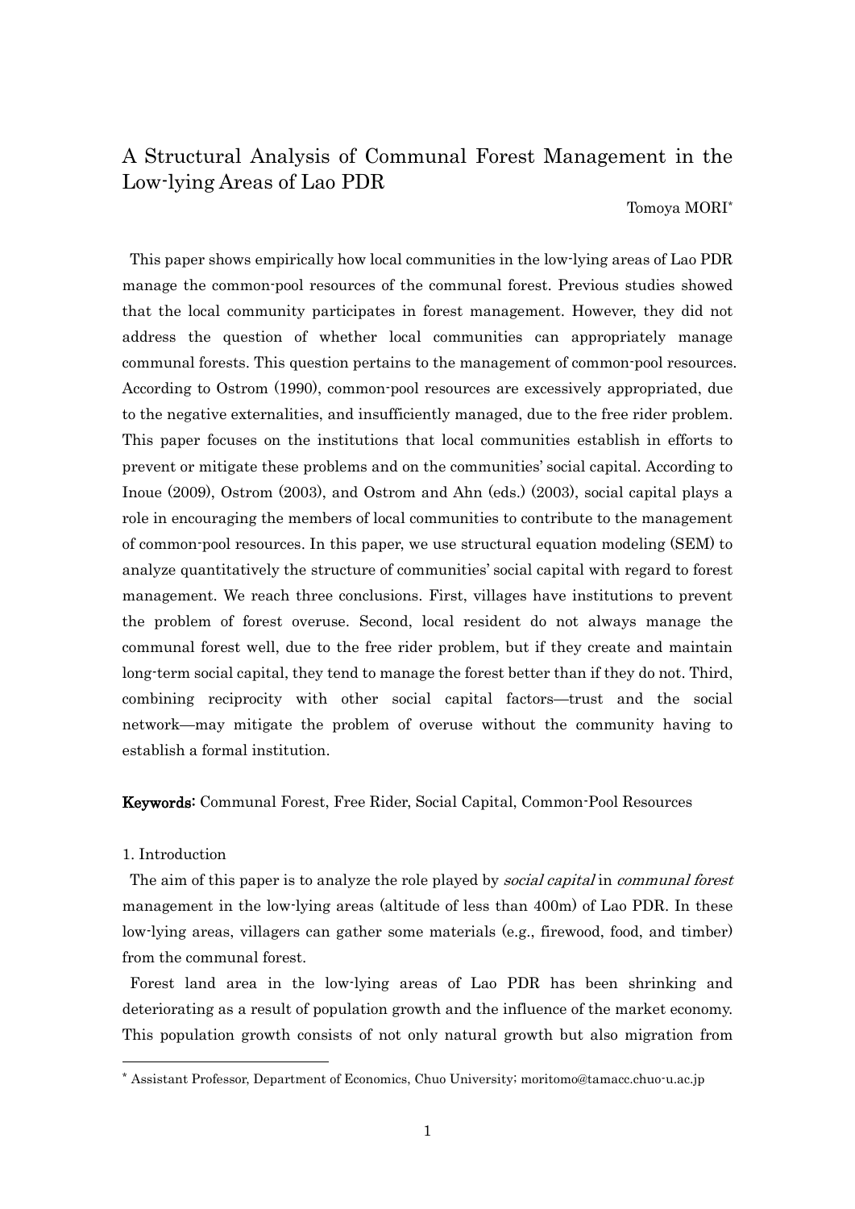# A Structural Analysis of Communal Forest Management in the Low-lying Areas of Lao PDR

Tomoya MORI[*]

This paper shows empirically how local communities in the low-lying areas of Lao PDR manage the common-pool resources of the communal forest. Previous studies showed that the local community participates in forest management. However, they did not address the question of whether local communities can appropriately manage communal forests. This question pertains to the management of common-pool resources. According to Ostrom (1990), common-pool resources are excessively appropriated, due to the negative externalities, and insufficiently managed, due to the free rider problem. This paper focuses on the institutions that local communities establish in efforts to prevent or mitigate these problems and on the communities' social capital. According to Inoue (2009), Ostrom (2003), and Ostrom and Ahn (eds.) (2003), social capital plays a role in encouraging the members of local communities to contribute to the management of common-pool resources. In this paper, we use structural equation modeling (SEM) to analyze quantitatively the structure of communities' social capital with regard to forest management. We reach three conclusions. First, villages have institutions to prevent the problem of forest overuse. Second, local resident do not always manage the communal forest well, due to the free rider problem, but if they create and maintain long-term social capital, they tend to manage the forest better than if they do not. Third, combining reciprocity with other social capital factors—trust and the social network—may mitigate the problem of overuse without the community having to establish a formal institution.

**Keywords:** Communal Forest, Free Rider, Social Capital, Common-Pool Resources

## 1. Introduction

The aim of this paper is to analyze the role played by *social capital* in *communal forest* management in the low-lying areas (altitude of less than 400m) of Lao PDR. In these low-lying areas, villagers can gather some materials (e.g., firewood, food, and timber) from the communal forest.

Forest land area in the low-lying areas of Lao PDR has been shrinking and deteriorating as a result of population growth and the influence of the market economy. This population growth consists of not only natural growth but also migration from

[*] Assistant Professor, Department of Economics, Chuo University; moritomo@tamacc.chuo-u.ac.jp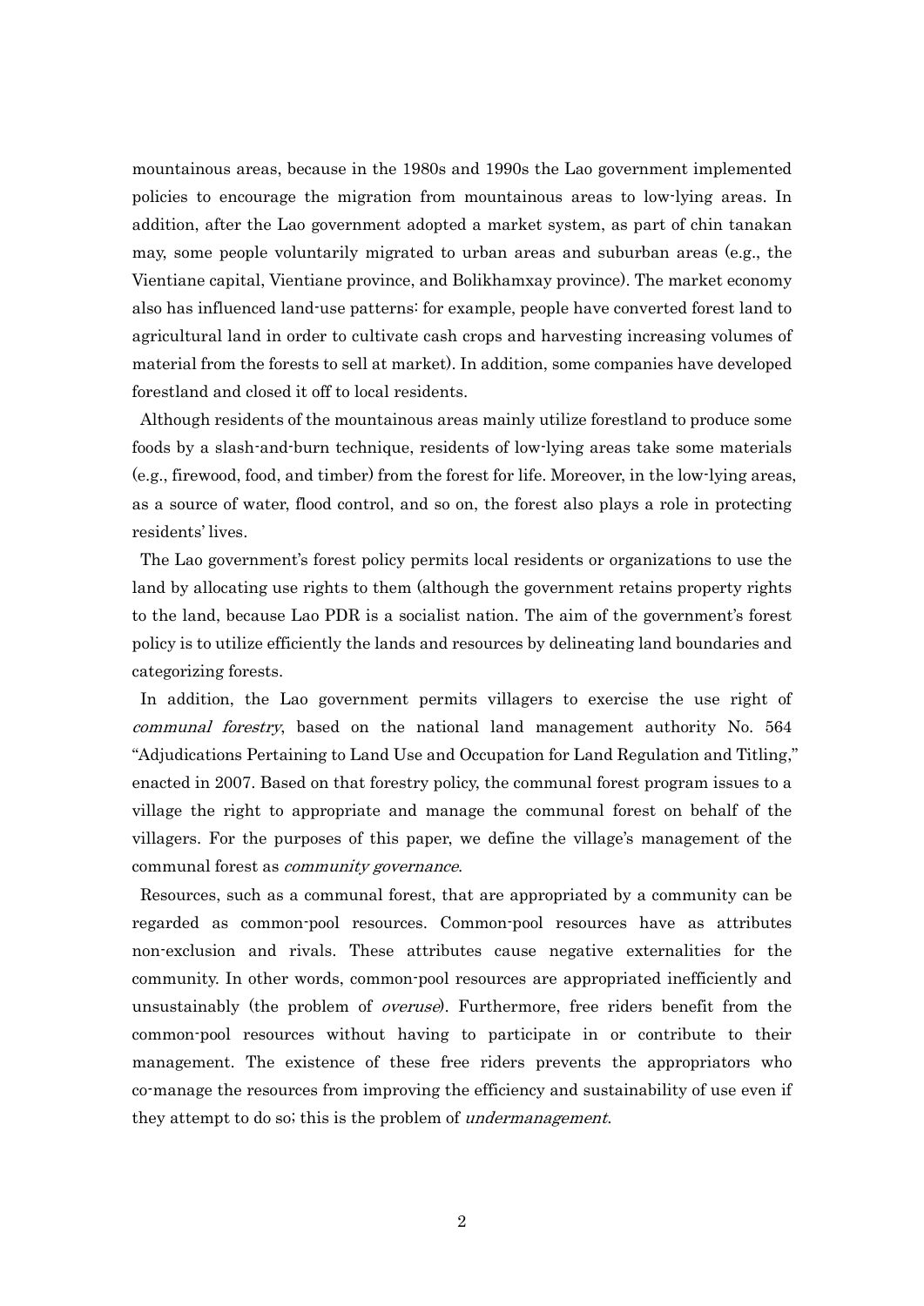mountainous areas, because in the 1980s and 1990s the Lao government implemented policies to encourage the migration from mountainous areas to low-lying areas. In addition, after the Lao government adopted a market system, as part of chin tanakan may, some people voluntarily migrated to urban areas and suburban areas (e.g., the Vientiane capital, Vientiane province, and Bolikhamxay province). The market economy also has influenced land-use patterns: for example, people have converted forest land to agricultural land in order to cultivate cash crops and harvesting increasing volumes of material from the forests to sell at market). In addition, some companies have developed forestland and closed it off to local residents.

Although residents of the mountainous areas mainly utilize forestland to produce some foods by a slash-and-burn technique, residents of low-lying areas take some materials (e.g., firewood, food, and timber) from the forest for life. Moreover, in the low-lying areas, as a source of water, flood control, and so on, the forest also plays a role in protecting residents' lives.

The Lao government's forest policy permits local residents or organizations to use the land by allocating use rights to them (although the government retains property rights to the land, because Lao PDR is a socialist nation. The aim of the government's forest policy is to utilize efficiently the lands and resources by delineating land boundaries and categorizing forests.

In addition, the Lao government permits villagers to exercise the use right of *communal forestry*, based on the national land management authority No. 564 "Adjudications Pertaining to Land Use and Occupation for Land Regulation and Titling," enacted in 2007. Based on that forestry policy, the communal forest program issues to a village the right to appropriate and manage the communal forest on behalf of the villagers. For the purposes of this paper, we define the village's management of the communal forest as *community governance*.

Resources, such as a communal forest, that are appropriated by a community can be regarded as common-pool resources. Common-pool resources have as attributes non-exclusion and rivals. These attributes cause negative externalities for the community. In other words, common-pool resources are appropriated inefficiently and unsustainably (the problem of *overuse*). Furthermore, free riders benefit from the common-pool resources without having to participate in or contribute to their management. The existence of these free riders prevents the appropriators who co-manage the resources from improving the efficiency and sustainability of use even if they attempt to do so; this is the problem of *undermanagement*.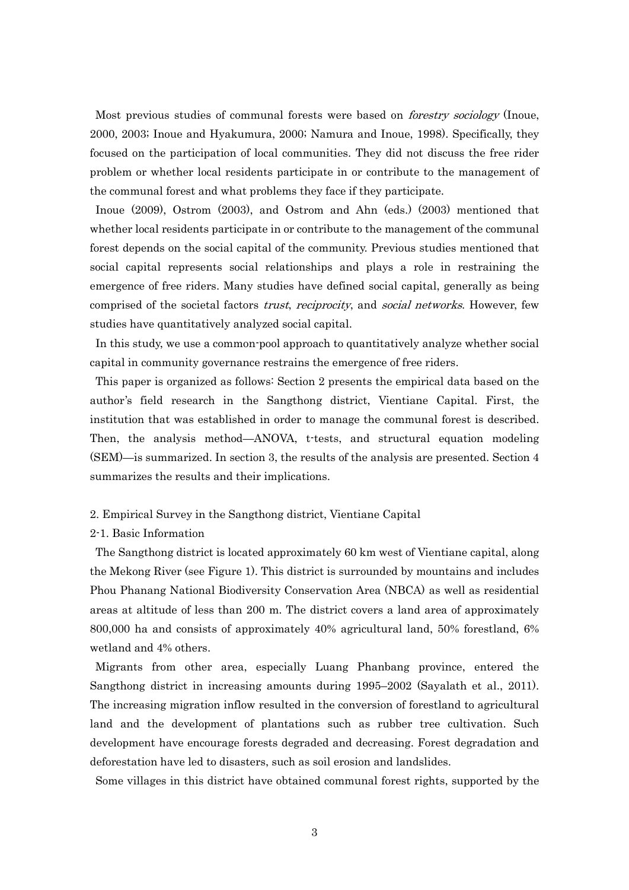Most previous studies of communal forests were based on *forestry sociology* (Inoue, 2000, 2003; Inoue and Hyakumura, 2000; Namura and Inoue, 1998). Specifically, they focused on the participation of local communities. They did not discuss the free rider problem or whether local residents participate in or contribute to the management of the communal forest and what problems they face if they participate.

Inoue (2009), Ostrom (2003), and Ostrom and Ahn (eds.) (2003) mentioned that whether local residents participate in or contribute to the management of the communal forest depends on the social capital of the community. Previous studies mentioned that social capital represents social relationships and plays a role in restraining the emergence of free riders. Many studies have defined social capital, generally as being comprised of the societal factors *trust*, *reciprocity*, and *social networks*. However, few studies have quantitatively analyzed social capital.

In this study, we use a common-pool approach to quantitatively analyze whether social capital in community governance restrains the emergence of free riders.

This paper is organized as follows: Section 2 presents the empirical data based on the author's field research in the Sangthong district, Vientiane Capital. First, the institution that was established in order to manage the communal forest is described. Then, the analysis method—ANOVA, t-tests, and structural equation modeling (SEM)—is summarized. In section 3, the results of the analysis are presented. Section 4 summarizes the results and their implications.

## 2. Empirical Survey in the Sangthong district, Vientiane Capital

### 2-1. Basic Information

The Sangthong district is located approximately 60 km west of Vientiane capital, along the Mekong River (see Figure 1). This district is surrounded by mountains and includes Phou Phanang National Biodiversity Conservation Area (NBCA) as well as residential areas at altitude of less than 200 m. The district covers a land area of approximately 800,000 ha and consists of approximately 40% agricultural land, 50% forestland, 6% wetland and 4% others.

Migrants from other area, especially Luang Phanbang province, entered the Sangthong district in increasing amounts during 1995–2002 (Sayalath et al., 2011). The increasing migration inflow resulted in the conversion of forestland to agricultural land and the development of plantations such as rubber tree cultivation. Such development have encourage forests degraded and decreasing. Forest degradation and deforestation have led to disasters, such as soil erosion and landslides.

Some villages in this district have obtained communal forest rights, supported by the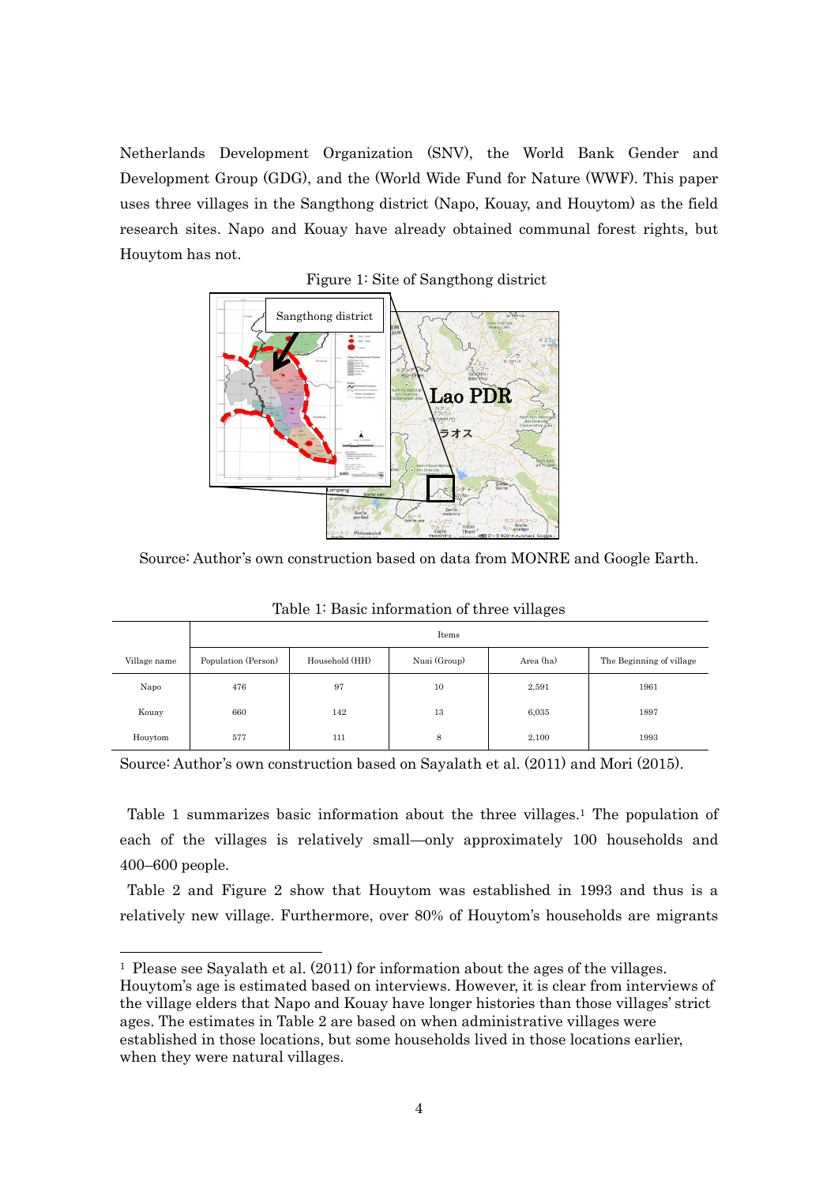Netherlands Development Organization (SNV), the World Bank Gender and Development Group (GDG), and the (World Wide Fund for Nature (WWF). This paper uses three villages in the Sangthong district (Napo, Kouay, and Houytom) as the field research sites. Napo and Kouay have already obtained communal forest rights, but Houytom has not.

Figure 1: Site of Sangthong district

Source: Author's own construction based on data from MONRE and Google Earth.

Table 1: Basic information of three villages

| | Items | | | | |
|---|---|---|---|---|---|
| Village name | Population (Person) | Household (HH) | Nuai (Group) | Area (ha) | The Beginning of village |
| Napo | 476 | 97 | 10 | 2,591 | 1961 |
| Kouay | 660 | 142 | 13 | 6,035 | 1897 |
| Houytom | 577 | 111 | 8 | 2,100 | 1993 |

Source: Author's own construction based on Sayalath et al. (2011) and Mori (2015).

Table 1 summarizes basic information about the three villages.[1] The population of each of the villages is relatively small—only approximately 100 households and 400–600 people.

Table 2 and Figure 2 show that Houytom was established in 1993 and thus is a relatively new village. Furthermore, over 80% of Houytom's households are migrants

[1] Please see Sayalath et al. (2011) for information about the ages of the villages. Houytom's age is estimated based on interviews. However, it is clear from interviews of the village elders that Napo and Kouay have longer histories than those villages' strict ages. The estimates in Table 2 are based on when administrative villages were established in those locations, but some households lived in those locations earlier, when they were natural villages.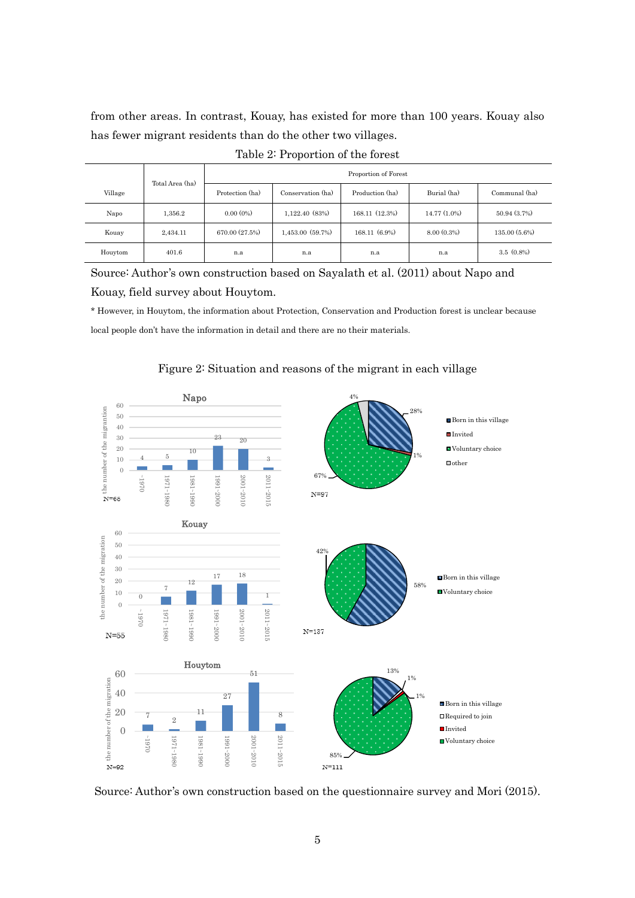from other areas. In contrast, Kouay, has existed for more than 100 years. Kouay also has fewer migrant residents than do the other two villages.

Table 2: Proportion of the forest

| Village | Total Area (ha) | Proportion of Forest | | | | |
|---|---|---|---|---|---|---|
| | | Protection (ha) | Conservation (ha) | Production (ha) | Burial (ha) | Communal (ha) |
| Napo | 1,356.2 | 0.00 (0%) | 1,122.40 (83%) | 168.11 (12.3%) | 14.77 (1.0%) | 50.94 (3.7%) |
| Kouay | 2,434.11 | 670.00 (27.5%) | 1,453.00 (59.7%) | 168.11 (6.9%) | 8.00 (0.3%) | 135.00 (5.6%) |
| Houytom | 401.6 | n.a | n.a | n.a | n.a | 3.5 (0.8%) |

Source: Author's own construction based on Sayalath et al. (2011) about Napo and Kouay, field survey about Houytom.

* However, in Houytom, the information about Protection, Conservation and Production forest is unclear because local people don't have the information in detail and there are no their materials.

Figure 2: Situation and reasons of the migrant in each village

Source: Author's own construction based on the questionnaire survey and Mori (2015).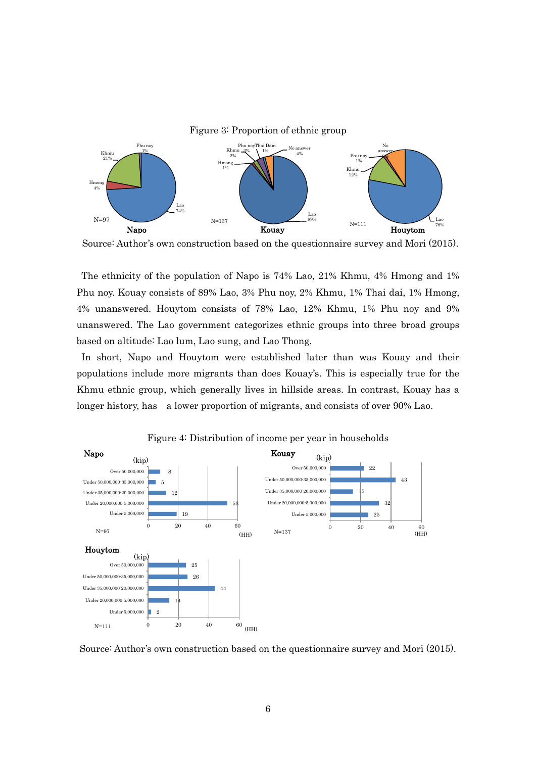Figure 3: Proportion of ethnic group

Source: Author's own construction based on the questionnaire survey and Mori (2015).

The ethnicity of the population of Napo is 74% Lao, 21% Khmu, 4% Hmong and 1% Phu noy. Kouay consists of 89% Lao, 3% Phu noy, 2% Khmu, 1% Thai dai, 1% Hmong, 4% unanswered. Houytom consists of 78% Lao, 12% Khmu, 1% Phu noy and 9% unanswered. The Lao government categorizes ethnic groups into three broad groups based on altitude: Lao lum, Lao sung, and Lao Thong.

In short, Napo and Houytom were established later than was Kouay and their populations include more migrants than does Kouay's. This is especially true for the Khmu ethnic group, which generally lives in hillside areas. In contrast, Kouay has a longer history, has a lower proportion of migrants, and consists of over 90% Lao.

Figure 4: Distribution of income per year in households

Source: Author's own construction based on the questionnaire survey and Mori (2015).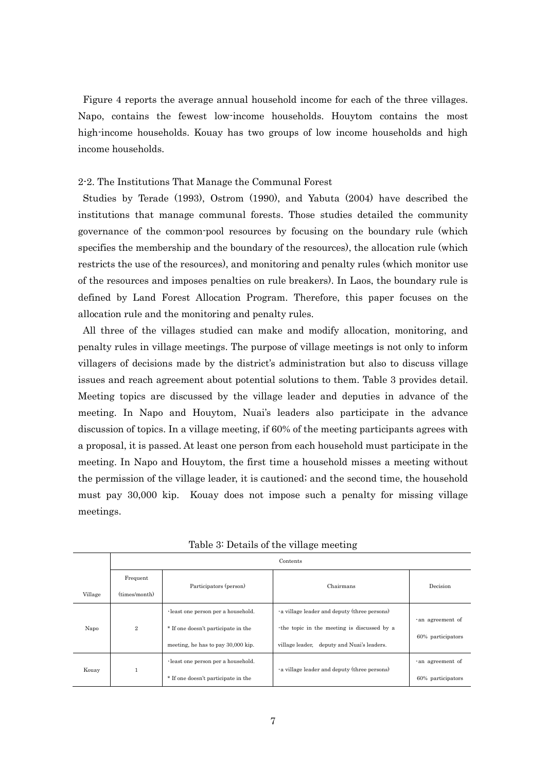Figure 4 reports the average annual household income for each of the three villages. Napo, contains the fewest low-income households. Houytom contains the most high-income households. Kouay has two groups of low income households and high income households.

### 2-2. The Institutions That Manage the Communal Forest

Studies by Terade (1993), Ostrom (1990), and Yabuta (2004) have described the institutions that manage communal forests. Those studies detailed the community governance of the common-pool resources by focusing on the boundary rule (which specifies the membership and the boundary of the resources), the allocation rule (which restricts the use of the resources), and monitoring and penalty rules (which monitor use of the resources and imposes penalties on rule breakers). In Laos, the boundary rule is defined by Land Forest Allocation Program. Therefore, this paper focuses on the allocation rule and the monitoring and penalty rules.

All three of the villages studied can make and modify allocation, monitoring, and penalty rules in village meetings. The purpose of village meetings is not only to inform villagers of decisions made by the district's administration but also to discuss village issues and reach agreement about potential solutions to them. Table 3 provides detail. Meeting topics are discussed by the village leader and deputies in advance of the meeting. In Napo and Houytom, Nuai's leaders also participate in the advance discussion of topics. In a village meeting, if 60% of the meeting participants agrees with a proposal, it is passed. At least one person from each household must participate in the meeting. In Napo and Houytom, the first time a household misses a meeting without the permission of the village leader, it is cautioned; and the second time, the household must pay 30,000 kip. Kouay does not impose such a penalty for missing village meetings.

Table 3: Details of the village meeting

| Village | Contents | | | |
|---|---|---|---|---|
| | Frequent (times/month) | Participators (person) | Chairmans | Decision |
| Napo | 2 | ・least one person per a household.<br>* If one doesn't participate in the meeting, he has to pay 30,000 kip. | ・a village leader and deputy (three persons)<br>・the topic in the meeting is discussed by a village leader, deputy and Nuai's leaders. | ・an agreement of 60% participators |
| Kouay | 1 | ・least one person per a household.<br>* If one doesn't participate in the | ・a village leader and deputy (three persons) | ・an agreement of 60% participators |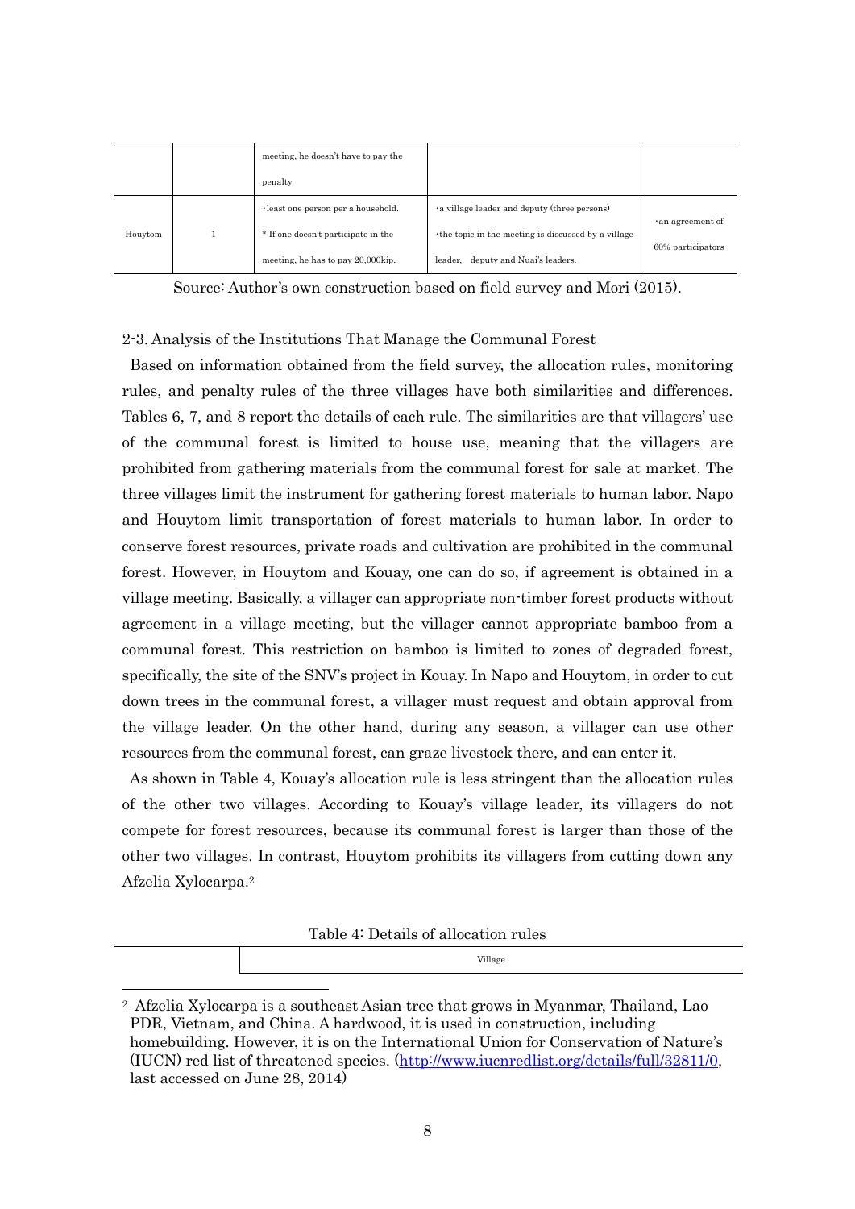|  |  | meeting, he doesn't have to pay the penalty |  |  |
|---|---|---|---|---|
| Houytom | 1 | ･least one person per a household. * If one doesn't participate in the meeting, he has to pay 20,000kip. | ･a village leader and deputy (three persons) ･the topic in the meeting is discussed by a village leader, deputy and Nuai's leaders. | ･an agreement of 60% participators |

Source: Author's own construction based on field survey and Mori (2015).

2-3. Analysis of the Institutions That Manage the Communal Forest

Based on information obtained from the field survey, the allocation rules, monitoring rules, and penalty rules of the three villages have both similarities and differences. Tables 6, 7, and 8 report the details of each rule. The similarities are that villagers' use of the communal forest is limited to house use, meaning that the villagers are prohibited from gathering materials from the communal forest for sale at market. The three villages limit the instrument for gathering forest materials to human labor. Napo and Houytom limit transportation of forest materials to human labor. In order to conserve forest resources, private roads and cultivation are prohibited in the communal forest. However, in Houytom and Kouay, one can do so, if agreement is obtained in a village meeting. Basically, a villager can appropriate non-timber forest products without agreement in a village meeting, but the villager cannot appropriate bamboo from a communal forest. This restriction on bamboo is limited to zones of degraded forest, specifically, the site of the SNV's project in Kouay. In Napo and Houytom, in order to cut down trees in the communal forest, a villager must request and obtain approval from the village leader. On the other hand, during any season, a villager can use other resources from the communal forest, can graze livestock there, and can enter it.

As shown in Table 4, Kouay's allocation rule is less stringent than the allocation rules of the other two villages. According to Kouay's village leader, its villagers do not compete for forest resources, because its communal forest is larger than those of the other two villages. In contrast, Houytom prohibits its villagers from cutting down any Afzelia Xylocarpa.[2]

Table 4: Details of allocation rules

|  | Village |
|---|---|

[2] Afzelia Xylocarpa is a southeast Asian tree that grows in Myanmar, Thailand, Lao PDR, Vietnam, and China. A hardwood, it is used in construction, including homebuilding. However, it is on the International Union for Conservation of Nature's (IUCN) red list of threatened species. (http://www.iucnredlist.org/details/full/32811/0, last accessed on June 28, 2014)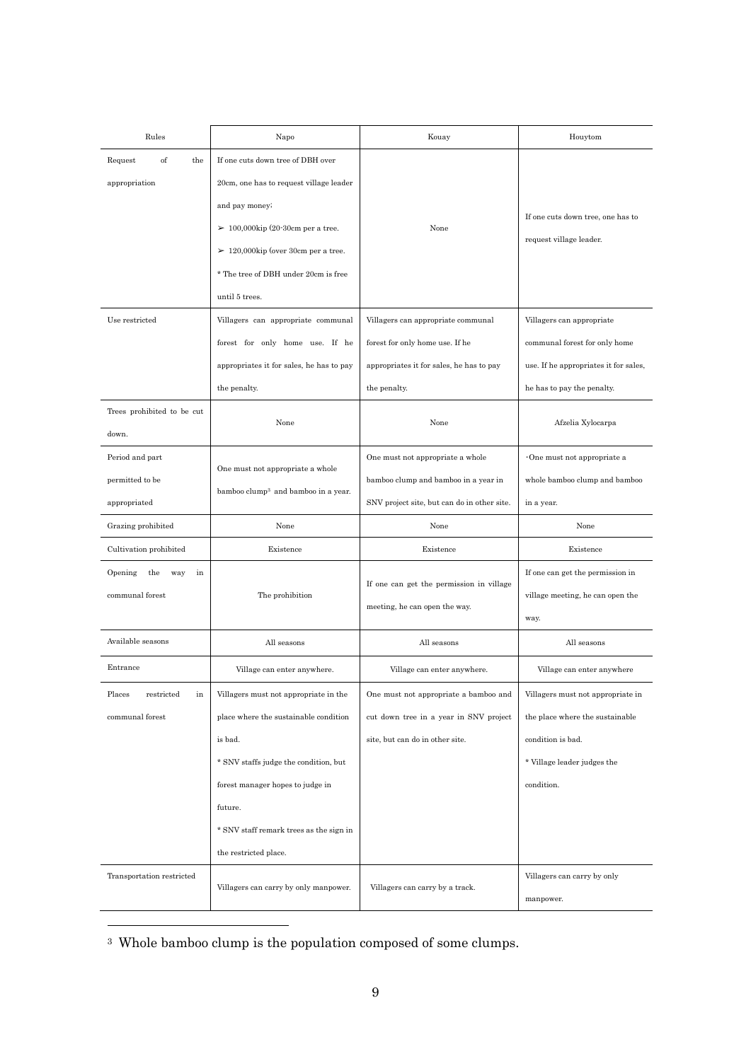| Rules | Napo | Kouay | Houytom |
|---|---|---|---|
| Request of the appropriation | If one cuts down tree of DBH over 20cm, one has to request village leader and pay money;<br>➢ 100,000kip (20-30cm per a tree.<br>➢ 120,000kip (over 30cm per a tree.<br>* The tree of DBH under 20cm is free until 5 trees. | None | If one cuts down tree, one has to request village leader. |
| Use restricted | Villagers can appropriate communal forest for only home use. If he appropriates it for sales, he has to pay the penalty. | Villagers can appropriate communal forest for only home use. If he appropriates it for sales, he has to pay the penalty. | Villagers can appropriate communal forest for only home use. If he appropriates it for sales, he has to pay the penalty. |
| Trees prohibited to be cut down. | None | None | Afzelia Xylocarpa |
| Period and part permitted to be appropriated | One must not appropriate a whole bamboo clump[3] and bamboo in a year. | One must not appropriate a whole bamboo clump and bamboo in a year in SNV project site, but can do in other site. | ･One must not appropriate a whole bamboo clump and bamboo in a year. |
| Grazing prohibited | None | None | None |
| Cultivation prohibited | Existence | Existence | Existence |
| Opening the way in communal forest | The prohibition | If one can get the permission in village meeting, he can open the way. | If one can get the permission in village meeting, he can open the way. |
| Available seasons | All seasons | All seasons | All seasons |
| Entrance | Village can enter anywhere. | Village can enter anywhere. | Village can enter anywhere |
| Places restricted in communal forest | Villagers must not appropriate in the place where the sustainable condition is bad.<br>* SNV staffs judge the condition, but forest manager hopes to judge in future.<br>* SNV staff remark trees as the sign in the restricted place. | One must not appropriate a bamboo and cut down tree in a year in SNV project site, but can do in other site. | Villagers must not appropriate in the place where the sustainable condition is bad.<br>* Village leader judges the condition. |
| Transportation restricted | Villagers can carry by only manpower. | Villagers can carry by a track. | Villagers can carry by only manpower. |

[3] Whole bamboo clump is the population composed of some clumps.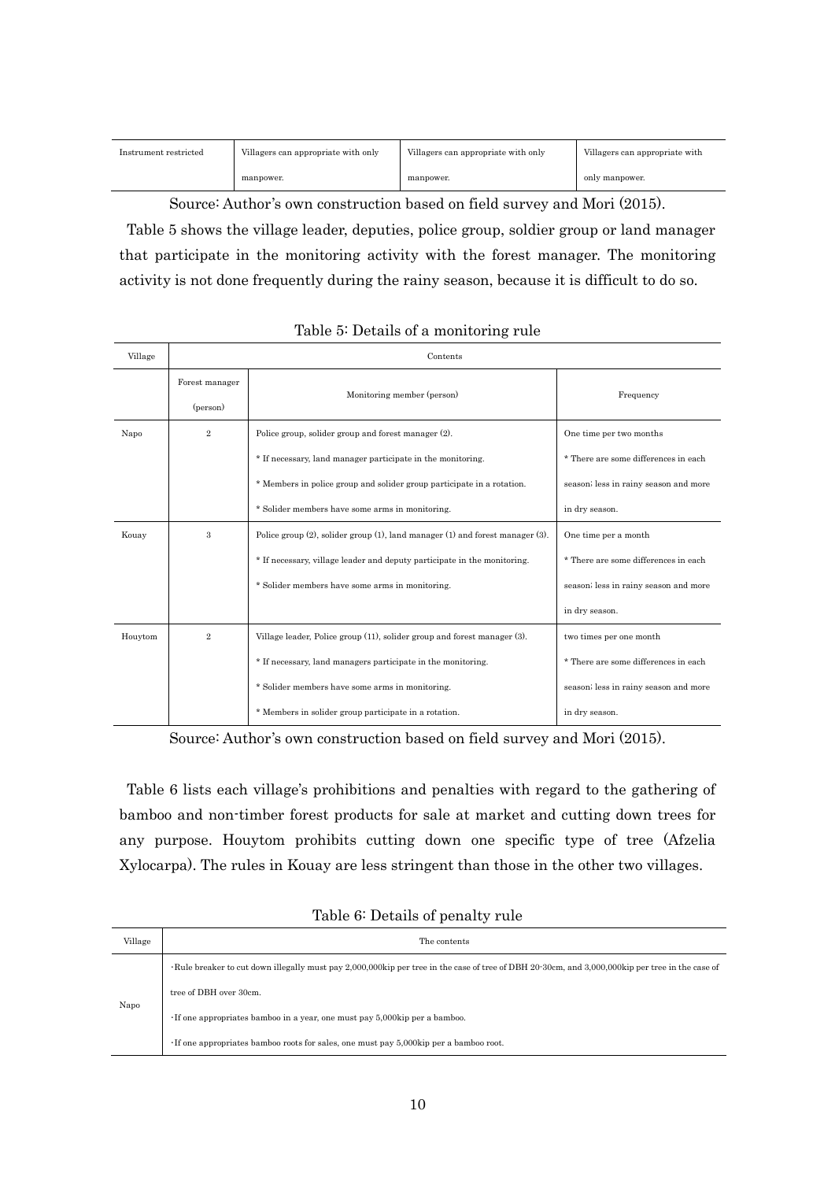| Instrument restricted | Villagers can appropriate with only manpower. | Villagers can appropriate with only manpower. | Villagers can appropriate with only manpower. |
|---|---|---|---|

Source: Author's own construction based on field survey and Mori (2015).

Table 5 shows the village leader, deputies, police group, soldier group or land manager that participate in the monitoring activity with the forest manager. The monitoring activity is not done frequently during the rainy season, because it is difficult to do so.

Table 5: Details of a monitoring rule

| Village | Contents | | |
|---|---|---|---|
| | Forest manager (person) | Monitoring member (person) | Frequency |
| Napo | 2 | Police group, solider group and forest manager (2).<br>* If necessary, land manager participate in the monitoring.<br>* Members in police group and solider group participate in a rotation.<br>* Solider members have some arms in monitoring. | One time per two months<br>* There are some differences in each season; less in rainy season and more in dry season. |
| Kouay | 3 | Police group (2), solider group (1), land manager (1) and forest manager (3).<br>* If necessary, village leader and deputy participate in the monitoring.<br>* Solider members have some arms in monitoring. | One time per a month<br>* There are some differences in each season; less in rainy season and more in dry season. |
| Houytom | 2 | Village leader, Police group (11), solider group and forest manager (3).<br>* If necessary, land managers participate in the monitoring.<br>* Solider members have some arms in monitoring.<br>* Members in solider group participate in a rotation. | two times per one month<br>* There are some differences in each season; less in rainy season and more in dry season. |

Source: Author's own construction based on field survey and Mori (2015).

Table 6 lists each village's prohibitions and penalties with regard to the gathering of bamboo and non-timber forest products for sale at market and cutting down trees for any purpose. Houytom prohibits cutting down one specific type of tree (Afzelia Xylocarpa). The rules in Kouay are less stringent than those in the other two villages.

Table 6: Details of penalty rule

| Village | The contents |
|---|---|
| Napo | ･Rule breaker to cut down illegally must pay 2,000,000kip per tree in the case of tree of DBH 20-30cm, and 3,000,000kip per tree in the case of tree of DBH over 30cm.<br>･If one appropriates bamboo in a year, one must pay 5,000kip per a bamboo.<br>･If one appropriates bamboo roots for sales, one must pay 5,000kip per a bamboo root. |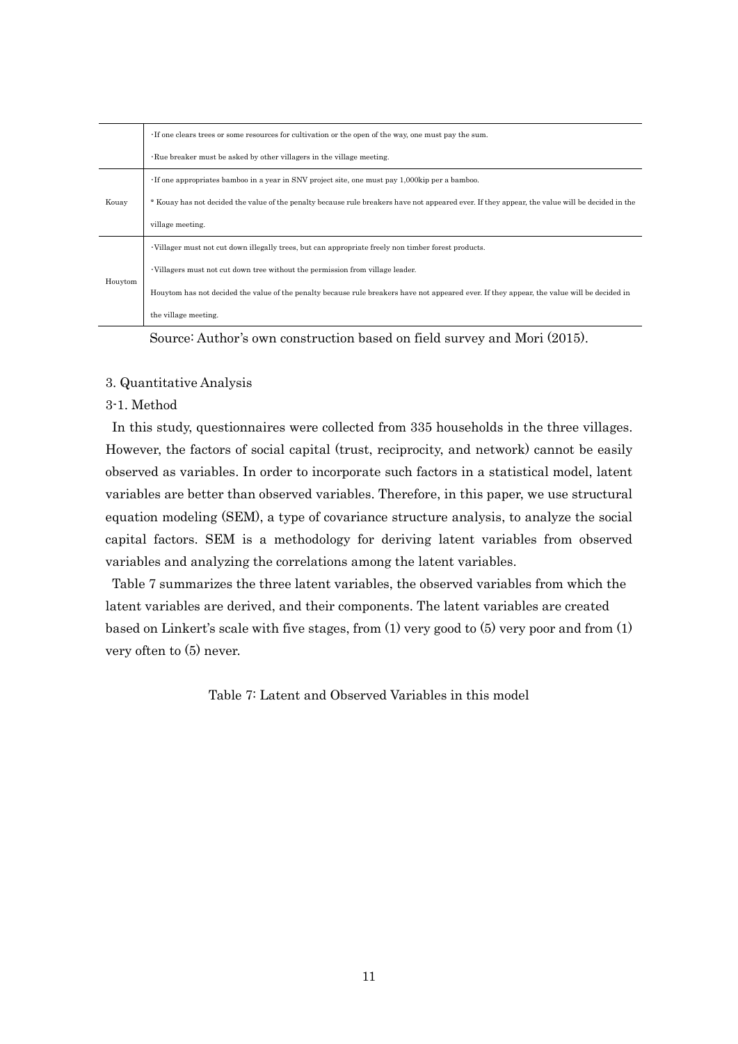| | |
|---|---|
| | ・If one clears trees or some resources for cultivation or the open of the way, one must pay the sum.<br>・Rue breaker must be asked by other villagers in the village meeting. |
| Kouay | ・If one appropriates bamboo in a year in SNV project site, one must pay 1,000kip per a bamboo.<br>* Kouay has not decided the value of the penalty because rule breakers have not appeared ever. If they appear, the value will be decided in the village meeting. |
| Houytom | ・Villager must not cut down illegally trees, but can appropriate freely non timber forest products.<br>・Villagers must not cut down tree without the permission from village leader.<br>Houytom has not decided the value of the penalty because rule breakers have not appeared ever. If they appear, the value will be decided in the village meeting. |

Source: Author's own construction based on field survey and Mori (2015).

## 3. Quantitative Analysis

### 3-1. Method

In this study, questionnaires were collected from 335 households in the three villages. However, the factors of social capital (trust, reciprocity, and network) cannot be easily observed as variables. In order to incorporate such factors in a statistical model, latent variables are better than observed variables. Therefore, in this paper, we use structural equation modeling (SEM), a type of covariance structure analysis, to analyze the social capital factors. SEM is a methodology for deriving latent variables from observed variables and analyzing the correlations among the latent variables.

Table 7 summarizes the three latent variables, the observed variables from which the latent variables are derived, and their components. The latent variables are created based on Linkert's scale with five stages, from (1) very good to (5) very poor and from (1) very often to (5) never.

Table 7: Latent and Observed Variables in this model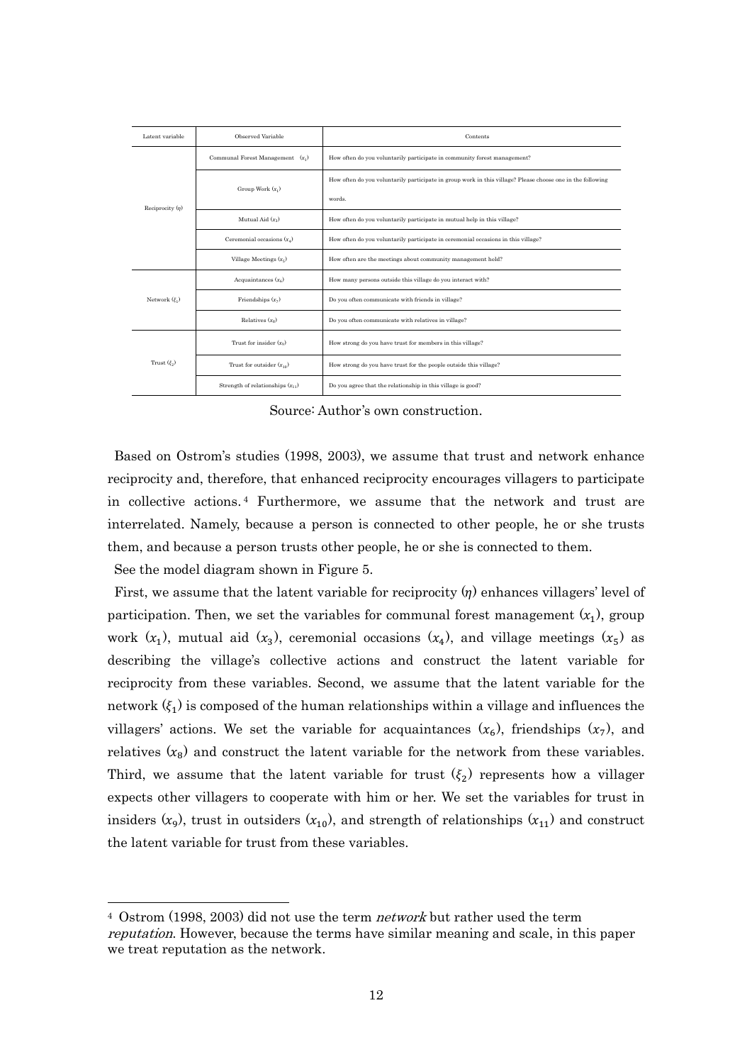| Latent variable | Observed Variable | Contents |
| --- | --- | --- |
| Reciprocity ($\eta$) | Communal Forest Management ($x_1$) | How often do you voluntarily participate in community forest management? |
| | Group Work ($x_1$) | How often do you voluntarily participate in group work in this village? Please choose one in the following words. |
| | Mutual Aid ($x_3$) | How often do you voluntarily participate in mutual help in this village? |
| | Ceremonial occasions ($x_4$) | How often do you voluntarily participate in ceremonial occasions in this village? |
| | Village Meetings ($x_5$) | How often are the meetings about community management held? |
| Network ($\xi_1$) | Acquaintances ($x_6$) | How many persons outside this village do you interact with? |
| | Friendships ($x_7$) | Do you often communicate with friends in village? |
| | Relatives ($x_8$) | Do you often communicate with relatives in village? |
| Trust ($\xi_2$) | Trust for insider ($x_9$) | How strong do you have trust for members in this village? |
| | Trust for outsider ($x_{10}$) | How strong do you have trust for the people outside this village? |
| | Strength of relationships ($x_{11}$) | Do you agree that the relationship in this village is good? |

Source: Author's own construction.

Based on Ostrom's studies (1998, 2003), we assume that trust and network enhance reciprocity and, therefore, that enhanced reciprocity encourages villagers to participate in collective actions.[4] Furthermore, we assume that the network and trust are interrelated. Namely, because a person is connected to other people, he or she trusts them, and because a person trusts other people, he or she is connected to them.

See the model diagram shown in Figure 5.

First, we assume that the latent variable for reciprocity ($\eta$) enhances villagers' level of participation. Then, we set the variables for communal forest management ($x_1$), group work ($x_1$), mutual aid ($x_3$), ceremonial occasions ($x_4$), and village meetings ($x_5$) as describing the village's collective actions and construct the latent variable for reciprocity from these variables. Second, we assume that the latent variable for the network ($\xi_1$) is composed of the human relationships within a village and influences the villagers' actions. We set the variable for acquaintances ($x_6$), friendships ($x_7$), and relatives ($x_8$) and construct the latent variable for the network from these variables. Third, we assume that the latent variable for trust ($\xi_2$) represents how a villager expects other villagers to cooperate with him or her. We set the variables for trust in insiders ($x_9$), trust in outsiders ($x_{10}$), and strength of relationships ($x_{11}$) and construct the latent variable for trust from these variables.

[4] Ostrom (1998, 2003) did not use the term *network* but rather used the term *reputation*. However, because the terms have similar meaning and scale, in this paper we treat reputation as the network.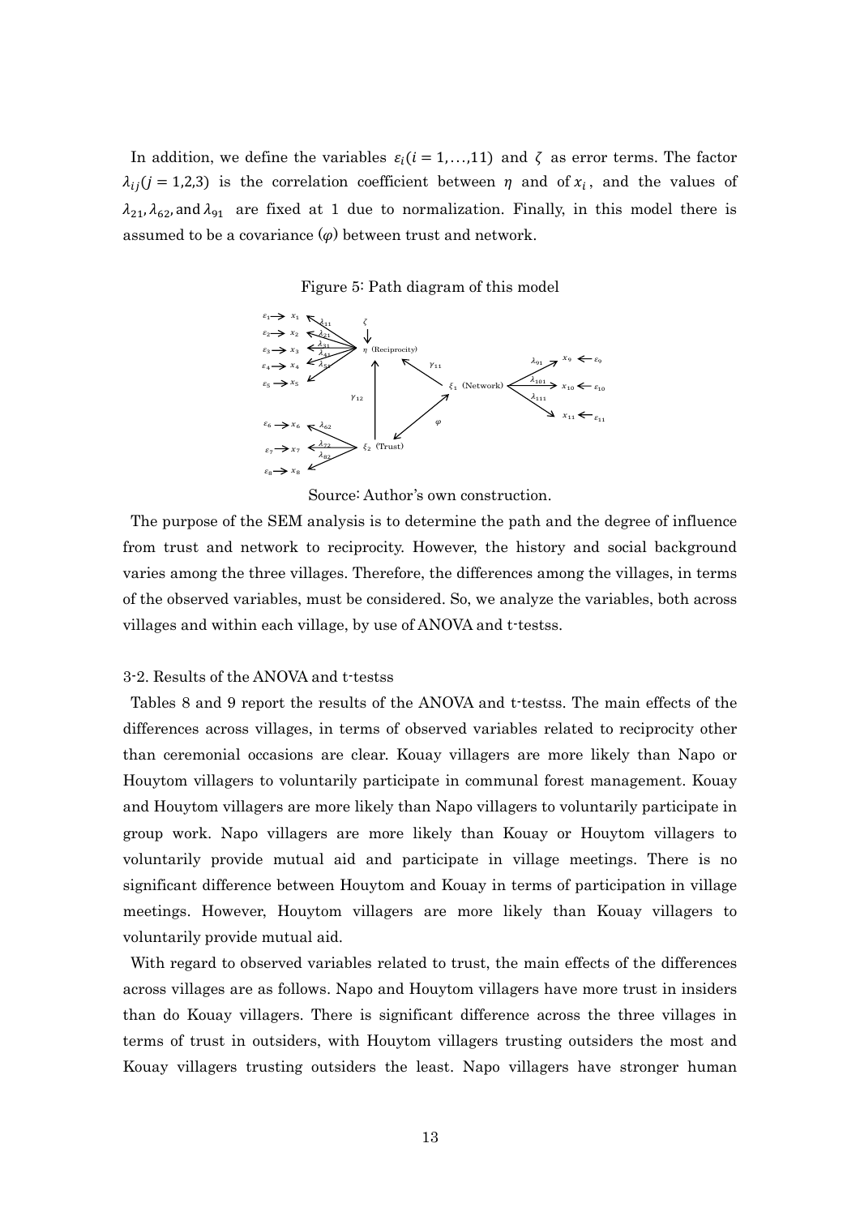In addition, we define the variables $\varepsilon_i (i = 1,\ldots,11)$ and $\zeta$ as error terms. The factor $\lambda_{ij} (j = 1,2,3)$ is the correlation coefficient between $\eta$ and of $x_i$, and the values of $\lambda_{21}, \lambda_{62},$ and $\lambda_{91}$ are fixed at 1 due to normalization. Finally, in this model there is assumed to be a covariance ($\varphi$) between trust and network.

Figure 5: Path diagram of this model

Source: Author's own construction.

The purpose of the SEM analysis is to determine the path and the degree of influence from trust and network to reciprocity. However, the history and social background varies among the three villages. Therefore, the differences among the villages, in terms of the observed variables, must be considered. So, we analyze the variables, both across villages and within each village, by use of ANOVA and t-testss.

3-2. Results of the ANOVA and t-testss

Tables 8 and 9 report the results of the ANOVA and t-testss. The main effects of the differences across villages, in terms of observed variables related to reciprocity other than ceremonial occasions are clear. Kouay villagers are more likely than Napo or Houytom villagers to voluntarily participate in communal forest management. Kouay and Houytom villagers are more likely than Napo villagers to voluntarily participate in group work. Napo villagers are more likely than Kouay or Houytom villagers to voluntarily provide mutual aid and participate in village meetings. There is no significant difference between Houytom and Kouay in terms of participation in village meetings. However, Houytom villagers are more likely than Kouay villagers to voluntarily provide mutual aid.

With regard to observed variables related to trust, the main effects of the differences across villages are as follows. Napo and Houytom villagers have more trust in insiders than do Kouay villagers. There is significant difference across the three villages in terms of trust in outsiders, with Houytom villagers trusting outsiders the most and Kouay villagers trusting outsiders the least. Napo villagers have stronger human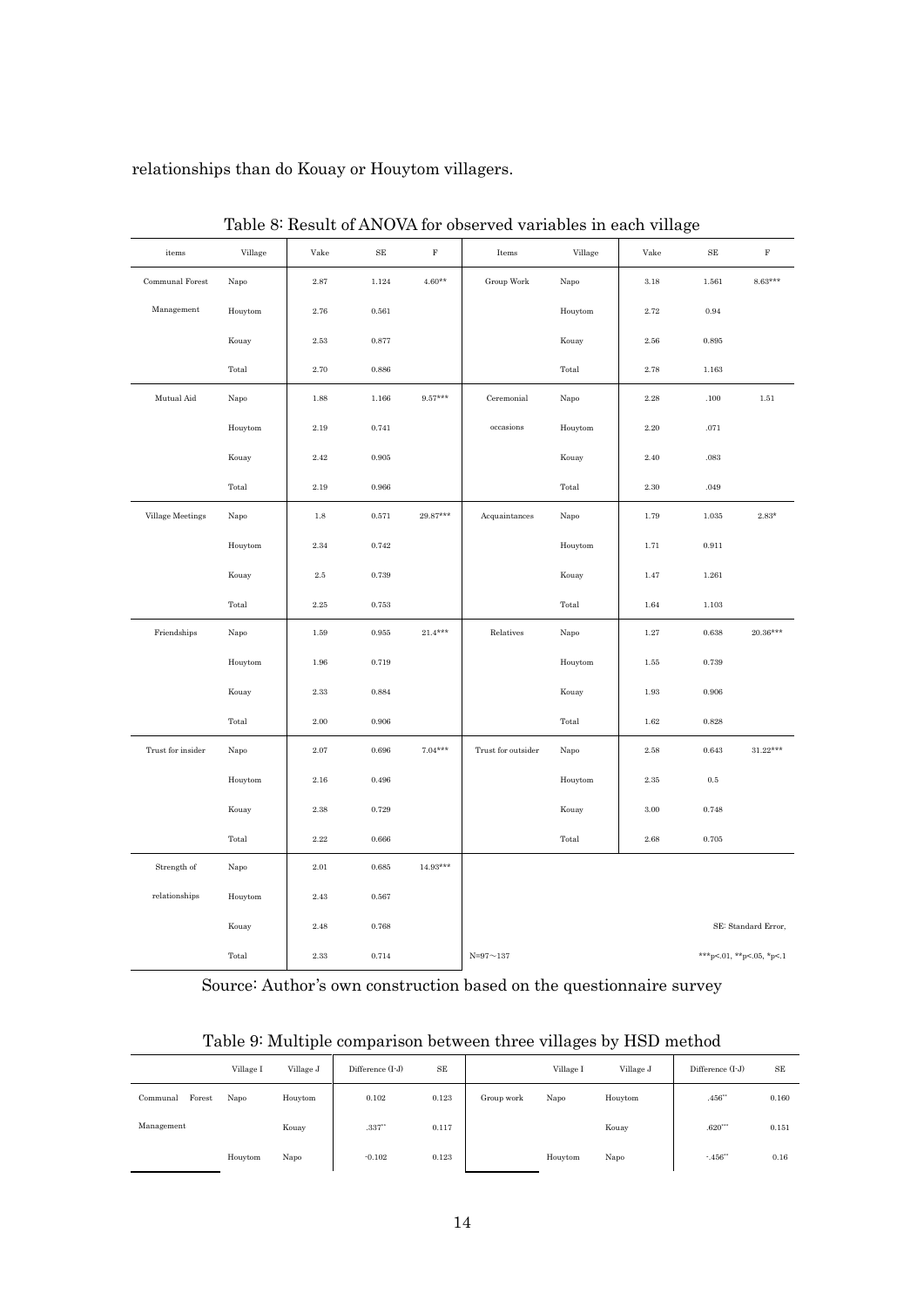relationships than do Kouay or Houytom villagers.

Table 8: Result of ANOVA for observed variables in each village

| items | Village | Vake | SE | F | Items | Village | Vake | SE | F |
|---|---|---|---|---|---|---|---|---|---|
| Communal Forest | Napo | 2.87 | 1.124 | 4.60** | Group Work | Napo | 3.18 | 1.561 | 8.63*** |
| Management | Houytom | 2.76 | 0.561 | | | Houytom | 2.72 | 0.94 | |
| | Kouay | 2.53 | 0.877 | | | Kouay | 2.56 | 0.895 | |
| | Total | 2.70 | 0.886 | | | Total | 2.78 | 1.163 | |
| Mutual Aid | Napo | 1.88 | 1.166 | 9.57*** | Ceremonial | Napo | 2.28 | .100 | 1.51 |
| | Houytom | 2.19 | 0.741 | | occasions | Houytom | 2.20 | .071 | |
| | Kouay | 2.42 | 0.905 | | | Kouay | 2.40 | .083 | |
| | Total | 2.19 | 0.966 | | | Total | 2.30 | .049 | |
| Village Meetings | Napo | 1.8 | 0.571 | 29.87*** | Acquaintances | Napo | 1.79 | 1.035 | 2.83* |
| | Houytom | 2.34 | 0.742 | | | Houytom | 1.71 | 0.911 | |
| | Kouay | 2.5 | 0.739 | | | Kouay | 1.47 | 1.261 | |
| | Total | 2.25 | 0.753 | | | Total | 1.64 | 1.103 | |
| Friendships | Napo | 1.59 | 0.955 | 21.4*** | Relatives | Napo | 1.27 | 0.638 | 20.36*** |
| | Houytom | 1.96 | 0.719 | | | Houytom | 1.55 | 0.739 | |
| | Kouay | 2.33 | 0.884 | | | Kouay | 1.93 | 0.906 | |
| | Total | 2.00 | 0.906 | | | Total | 1.62 | 0.828 | |
| Trust for insider | Napo | 2.07 | 0.696 | 7.04*** | Trust for outsider | Napo | 2.58 | 0.643 | 31.22*** |
| | Houytom | 2.16 | 0.496 | | | Houytom | 2.35 | 0.5 | |
| | Kouay | 2.38 | 0.729 | | | Kouay | 3.00 | 0.748 | |
| | Total | 2.22 | 0.666 | | | Total | 2.68 | 0.705 | |
| Strength of | Napo | 2.01 | 0.685 | 14.93*** | | | | | |
| relationships | Houytom | 2.43 | 0.567 | | | | | | |
| | Kouay | 2.48 | 0.768 | | | | | SE: Standard Error, | |
| | Total | 2.33 | 0.714 | | N=97～137 | | | ***p<.01, **p<.05, *p<.1 | |

Source: Author's own construction based on the questionnaire survey

Table 9: Multiple comparison between three villages by HSD method

| | Village I | Village J | Difference (I-J) | SE | | Village I | Village J | Difference (I-J) | SE |
|---|---|---|---|---|---|---|---|---|---|
| Communal Forest | Napo | Houytom | 0.102 | 0.123 | Group work | Napo | Houytom | .456** | 0.160 |
| Management | | Kouay | .337** | 0.117 | | | Kouay | .620*** | 0.151 |
| | Houytom | Napo | -0.102 | 0.123 | | Houytom | Napo | -.456** | 0.16 |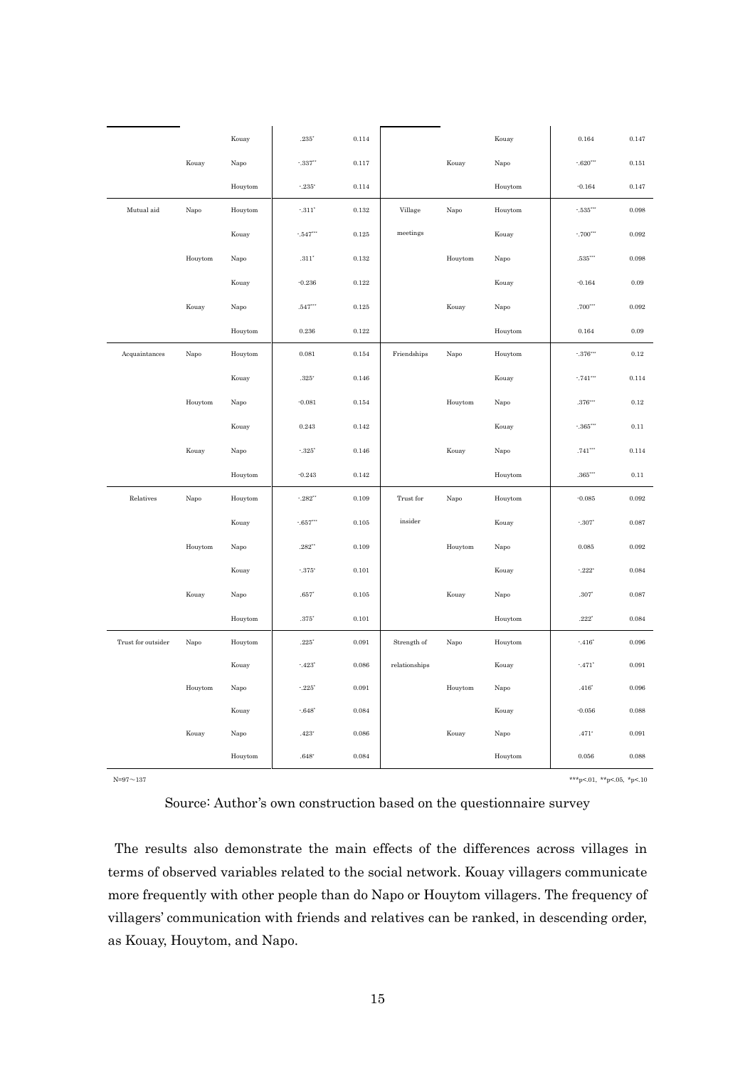| | | | | | | | | | |
|---|---|---|---|---|---|---|---|---|---|
| | | Kouay | .235* | 0.114 | | | Kouay | 0.164 | 0.147 |
| | Kouay | Napo | -.337** | 0.117 | | Kouay | Napo | -.620*** | 0.151 |
| | | Houytom | -.235* | 0.114 | | | Houytom | -0.164 | 0.147 |
| Mutual aid | Napo | Houytom | -.311* | 0.132 | Village | Napo | Houytom | -.535*** | 0.098 |
| | | Kouay | -.547*** | 0.125 | meetings | | Kouay | -.700*** | 0.092 |
| | Houytom | Napo | .311* | 0.132 | | Houytom | Napo | .535*** | 0.098 |
| | | Kouay | -0.236 | 0.122 | | | Kouay | -0.164 | 0.09 |
| | Kouay | Napo | .547*** | 0.125 | | Kouay | Napo | .700*** | 0.092 |
| | | Houytom | 0.236 | 0.122 | | | Houytom | 0.164 | 0.09 |
| Acquaintances | Napo | Houytom | 0.081 | 0.154 | Friendships | Napo | Houytom | -.376*** | 0.12 |
| | | Kouay | .325* | 0.146 | | | Kouay | -.741*** | 0.114 |
| | Houytom | Napo | -0.081 | 0.154 | | Houytom | Napo | .376*** | 0.12 |
| | | Kouay | 0.243 | 0.142 | | | Kouay | -.365*** | 0.11 |
| | Kouay | Napo | -.325* | 0.146 | | Kouay | Napo | .741*** | 0.114 |
| | | Houytom | -0.243 | 0.142 | | | Houytom | .365*** | 0.11 |
| Relatives | Napo | Houytom | -.282** | 0.109 | Trust for | Napo | Houytom | -0.085 | 0.092 |
| | | Kouay | -.657*** | 0.105 | insider | | Kouay | -.307* | 0.087 |
| | Houytom | Napo | .282** | 0.109 | | Houytom | Napo | 0.085 | 0.092 |
| | | Kouay | -.375* | 0.101 | | | Kouay | -.222* | 0.084 |
| | Kouay | Napo | .657* | 0.105 | | Kouay | Napo | .307* | 0.087 |
| | | Houytom | .375* | 0.101 | | | Houytom | .222* | 0.084 |
| Trust for outsider | Napo | Houytom | .225* | 0.091 | Strength of | Napo | Houytom | -.416* | 0.096 |
| | | Kouay | -.423* | 0.086 | relationships | | Kouay | -.471* | 0.091 |
| | Houytom | Napo | -.225* | 0.091 | | Houytom | Napo | .416* | 0.096 |
| | | Kouay | -.648* | 0.084 | | | Kouay | -0.056 | 0.088 |
| | Kouay | Napo | .423* | 0.086 | | Kouay | Napo | .471* | 0.091 |
| | | Houytom | .648* | 0.084 | | | Houytom | 0.056 | 0.088 |

N=97～137　　　　***p<.01, **p<.05, *p<.10

Source: Author's own construction based on the questionnaire survey

The results also demonstrate the main effects of the differences across villages in terms of observed variables related to the social network. Kouay villagers communicate more frequently with other people than do Napo or Houytom villagers. The frequency of villagers' communication with friends and relatives can be ranked, in descending order, as Kouay, Houytom, and Napo.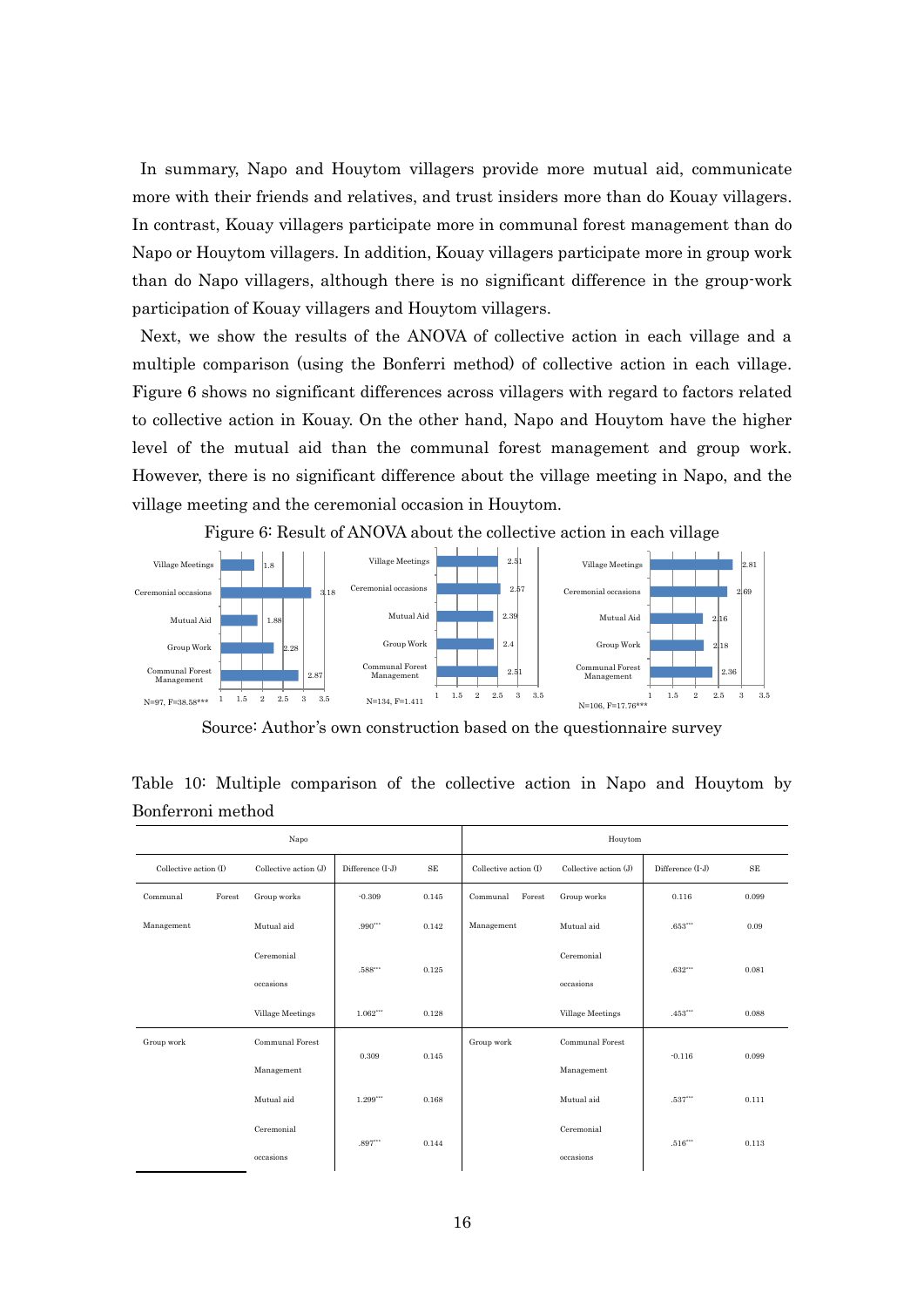In summary, Napo and Houytom villagers provide more mutual aid, communicate more with their friends and relatives, and trust insiders more than do Kouay villagers. In contrast, Kouay villagers participate more in communal forest management than do Napo or Houytom villagers. In addition, Kouay villagers participate more in group work than do Napo villagers, although there is no significant difference in the group-work participation of Kouay villagers and Houytom villagers.

Next, we show the results of the ANOVA of collective action in each village and a multiple comparison (using the Bonferri method) of collective action in each village. Figure 6 shows no significant differences across villagers with regard to factors related to collective action in Kouay. On the other hand, Napo and Houytom have the higher level of the mutual aid than the communal forest management and group work. However, there is no significant difference about the village meeting in Napo, and the village meeting and the ceremonial occasion in Houytom.

Figure 6: Result of ANOVA about the collective action in each village

| | N=97, F=38.58*** | N=134, F=1.411 | N=106, F=17.76*** |
|---|---|---|---|
| Village Meetings | 1.8 | 2.51 | 2.81 |
| Ceremonial occasions | 3.18 | 2.57 | 2.69 |
| Mutual Aid | 1.88 | 2.39 | 2.16 |
| Group Work | 2.28 | 2.4 | 2.18 |
| Communal Forest Management | 2.87 | 2.51 | 2.36 |

Source: Author's own construction based on the questionnaire survey

Table 10: Multiple comparison of the collective action in Napo and Houytom by Bonferroni method

| Napo | | | | Houytom | | | |
|---|---|---|---|---|---|---|---|
| Collective action (I) | Collective action (J) | Difference (I-J) | SE | Collective action (I) | Collective action (J) | Difference (I-J) | SE |
| Communal Forest Management | Group works | -0.309 | 0.145 | Communal Forest Management | Group works | 0.116 | 0.099 |
| | Mutual aid | .990*** | 0.142 | | Mutual aid | .653*** | 0.09 |
| | Ceremonial occasions | .588*** | 0.125 | | Ceremonial occasions | .632*** | 0.081 |
| | Village Meetings | 1.062*** | 0.128 | | Village Meetings | .453*** | 0.088 |
| Group work | Communal Forest Management | 0.309 | 0.145 | Group work | Communal Forest Management | -0.116 | 0.099 |
| | Mutual aid | 1.299*** | 0.168 | | Mutual aid | .537*** | 0.111 |
| | Ceremonial occasions | .897*** | 0.144 | | Ceremonial occasions | .516*** | 0.113 |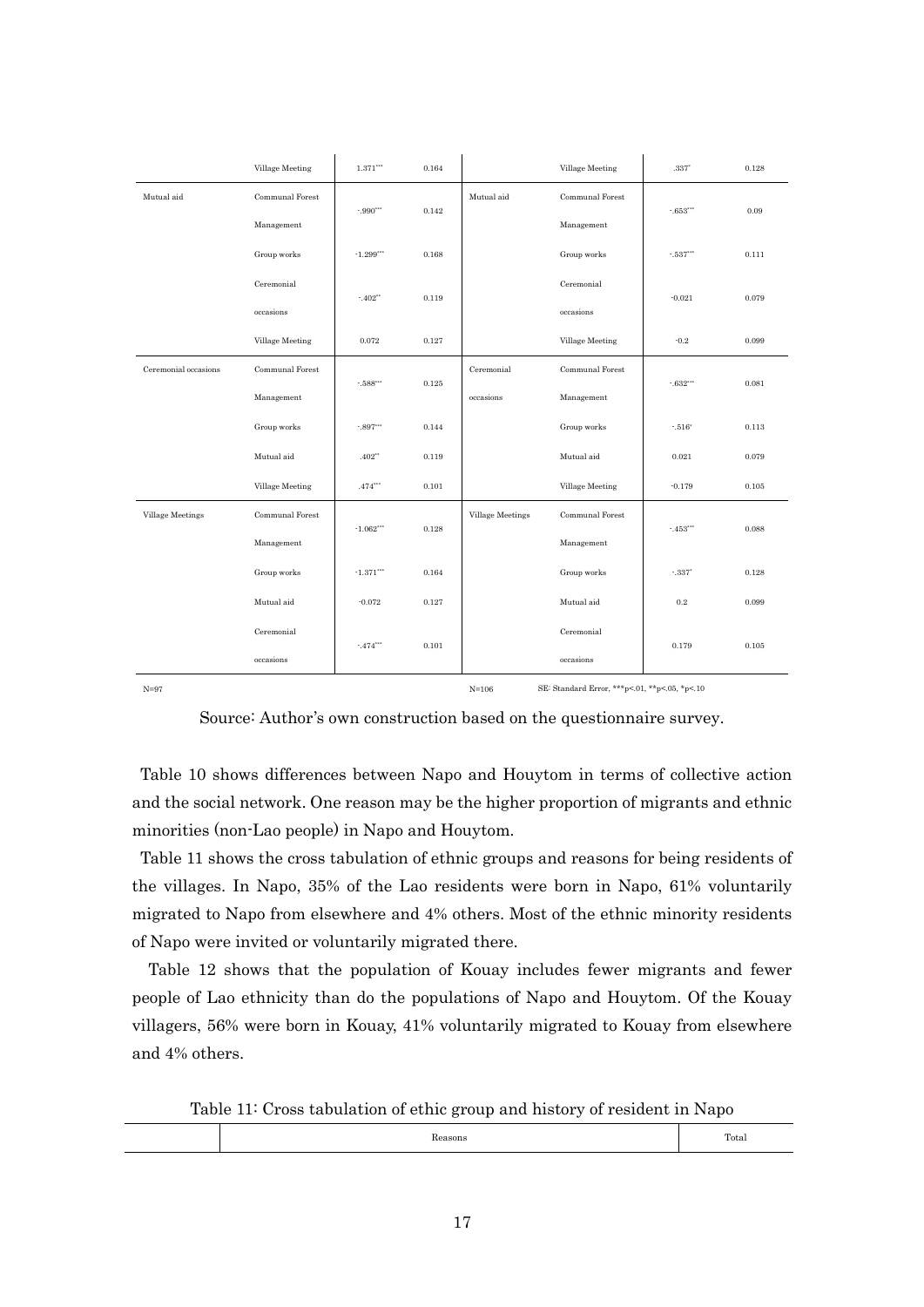|  | Village Meeting | 1.371*** | 0.164 |  | Village Meeting | .337* | 0.128 |
|---|---|---|---|---|---|---|---|
| Mutual aid | Communal Forest Management | -.990*** | 0.142 | Mutual aid | Communal Forest Management | -.653*** | 0.09 |
|  | Group works | -1.299*** | 0.168 |  | Group works | -.537*** | 0.111 |
|  | Ceremonial occasions | -.402** | 0.119 |  | Ceremonial occasions | -0.021 | 0.079 |
|  | Village Meeting | 0.072 | 0.127 |  | Village Meeting | -0.2 | 0.099 |
| Ceremonial occasions | Communal Forest Management | -.588*** | 0.125 | Ceremonial occasions | Communal Forest Management | -.632*** | 0.081 |
|  | Group works | -.897*** | 0.144 |  | Group works | -.516* | 0.113 |
|  | Mutual aid | .402** | 0.119 |  | Mutual aid | 0.021 | 0.079 |
|  | Village Meeting | .474*** | 0.101 |  | Village Meeting | -0.179 | 0.105 |
| Village Meetings | Communal Forest Management | -1.062*** | 0.128 | Village Meetings | Communal Forest Management | -.453*** | 0.088 |
|  | Group works | -1.371*** | 0.164 |  | Group works | -.337* | 0.128 |
|  | Mutual aid | -0.072 | 0.127 |  | Mutual aid | 0.2 | 0.099 |
|  | Ceremonial occasions | -.474*** | 0.101 |  | Ceremonial occasions | 0.179 | 0.105 |
| N=97 |  |  |  | N=106 | SE: Standard Error, ***p<.01, **p<.05, *p<.10 |  |  |

Source: Author's own construction based on the questionnaire survey.

Table 10 shows differences between Napo and Houytom in terms of collective action and the social network. One reason may be the higher proportion of migrants and ethnic minorities (non-Lao people) in Napo and Houytom.

Table 11 shows the cross tabulation of ethnic groups and reasons for being residents of the villages. In Napo, 35% of the Lao residents were born in Napo, 61% voluntarily migrated to Napo from elsewhere and 4% others. Most of the ethnic minority residents of Napo were invited or voluntarily migrated there.

Table 12 shows that the population of Kouay includes fewer migrants and fewer people of Lao ethnicity than do the populations of Napo and Houytom. Of the Kouay villagers, 56% were born in Kouay, 41% voluntarily migrated to Kouay from elsewhere and 4% others.

Table 11: Cross tabulation of ethic group and history of resident in Napo

|  | Reasons | Total |
|---|---|---|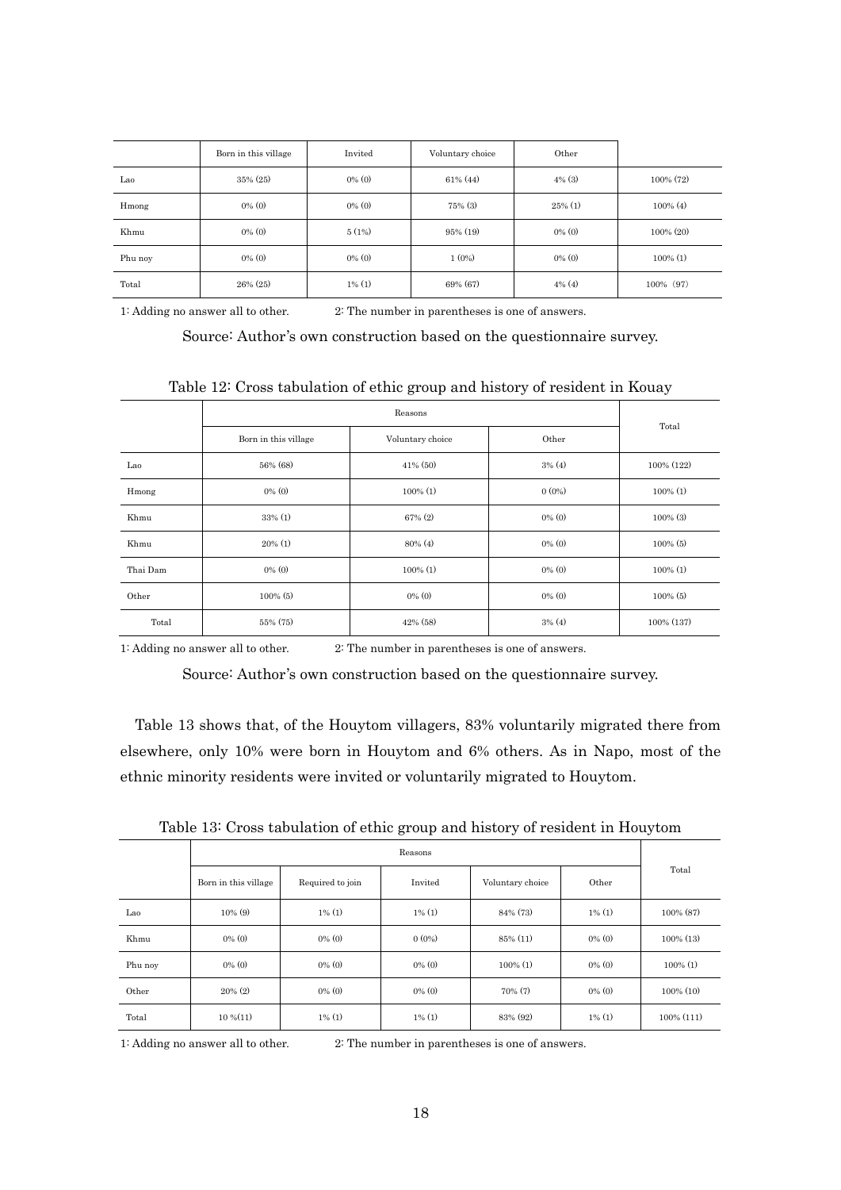| | Born in this village | Invited | Voluntary choice | Other | |
|---|---|---|---|---|---|
| Lao | 35% (25) | 0% (0) | 61% (44) | 4% (3) | 100% (72) |
| Hmong | 0% (0) | 0% (0) | 75% (3) | 25% (1) | 100% (4) |
| Khmu | 0% (0) | 5 (1%) | 95% (19) | 0% (0) | 100% (20) |
| Phu noy | 0% (0) | 0% (0) | 1 (0%) | 0% (0) | 100% (1) |
| Total | 26% (25) | 1% (1) | 69% (67) | 4% (4) | 100% (97) |

1: Adding no answer all to other. 2: The number in parentheses is one of answers.

Source: Author's own construction based on the questionnaire survey.

Table 12: Cross tabulation of ethic group and history of resident in Kouay

| | Reasons | | | Total |
|---|---|---|---|---|
| | Born in this village | Voluntary choice | Other | |
| Lao | 56% (68) | 41% (50) | 3% (4) | 100% (122) |
| Hmong | 0% (0) | 100% (1) | 0 (0%) | 100% (1) |
| Khmu | 33% (1) | 67% (2) | 0% (0) | 100% (3) |
| Khmu | 20% (1) | 80% (4) | 0% (0) | 100% (5) |
| Thai Dam | 0% (0) | 100% (1) | 0% (0) | 100% (1) |
| Other | 100% (5) | 0% (0) | 0% (0) | 100% (5) |
| Total | 55% (75) | 42% (58) | 3% (4) | 100% (137) |

1: Adding no answer all to other. 2: The number in parentheses is one of answers.

Source: Author's own construction based on the questionnaire survey.

Table 13 shows that, of the Houytom villagers, 83% voluntarily migrated there from elsewhere, only 10% were born in Houytom and 6% others. As in Napo, most of the ethnic minority residents were invited or voluntarily migrated to Houytom.

Table 13: Cross tabulation of ethic group and history of resident in Houytom

| | Reasons | | | | | Total |
|---|---|---|---|---|---|---|
| | Born in this village | Required to join | Invited | Voluntary choice | Other | |
| Lao | 10% (9) | 1% (1) | 1% (1) | 84% (73) | 1% (1) | 100% (87) |
| Khmu | 0% (0) | 0% (0) | 0 (0%) | 85% (11) | 0% (0) | 100% (13) |
| Phu noy | 0% (0) | 0% (0) | 0% (0) | 100% (1) | 0% (0) | 100% (1) |
| Other | 20% (2) | 0% (0) | 0% (0) | 70% (7) | 0% (0) | 100% (10) |
| Total | 10 %(11) | 1% (1) | 1% (1) | 83% (92) | 1% (1) | 100% (111) |

1: Adding no answer all to other. 2: The number in parentheses is one of answers.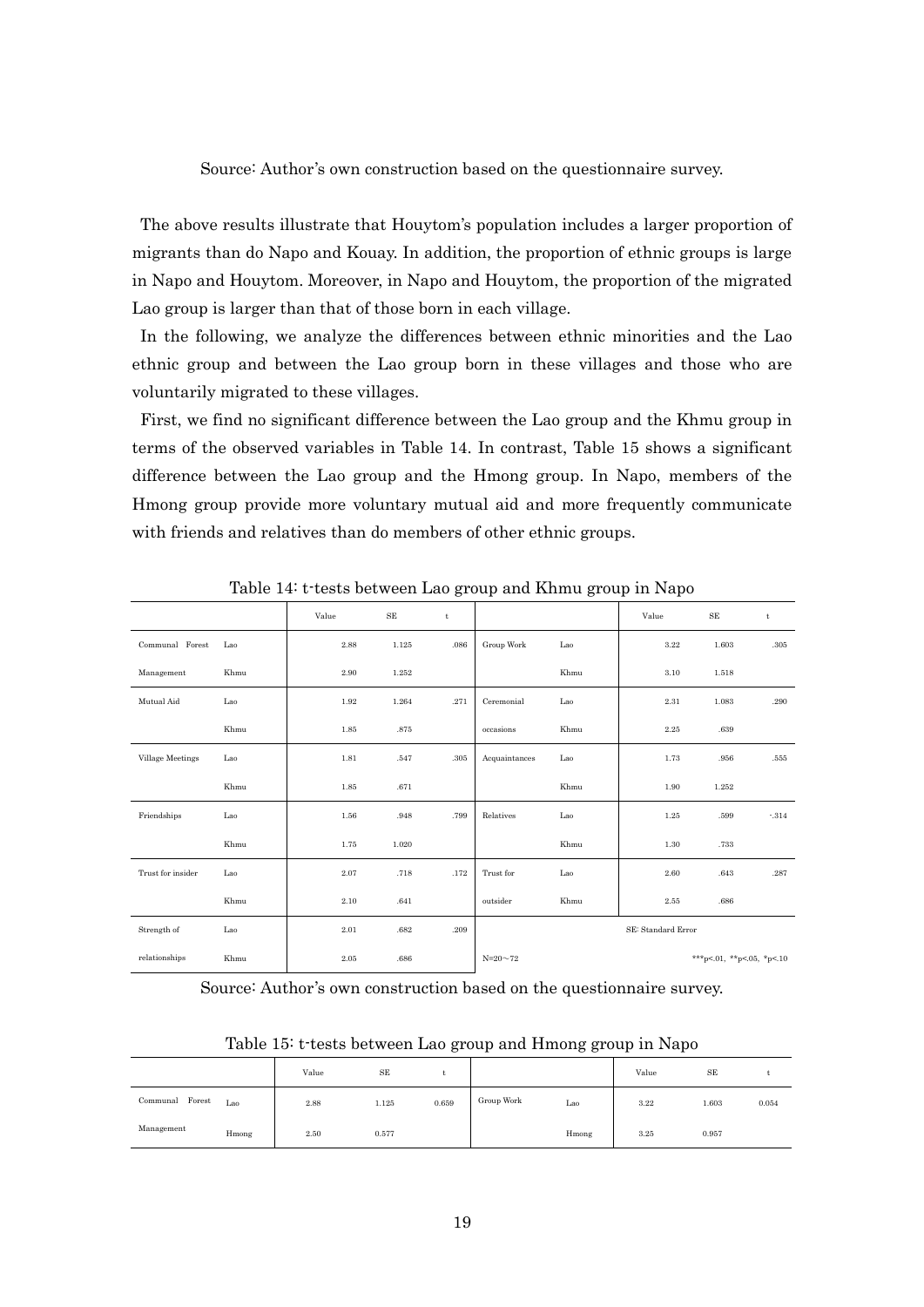Source: Author's own construction based on the questionnaire survey.

The above results illustrate that Houytom's population includes a larger proportion of migrants than do Napo and Kouay. In addition, the proportion of ethnic groups is large in Napo and Houytom. Moreover, in Napo and Houytom, the proportion of the migrated Lao group is larger than that of those born in each village.

In the following, we analyze the differences between ethnic minorities and the Lao ethnic group and between the Lao group born in these villages and those who are voluntarily migrated to these villages.

First, we find no significant difference between the Lao group and the Khmu group in terms of the observed variables in Table 14. In contrast, Table 15 shows a significant difference between the Lao group and the Hmong group. In Napo, members of the Hmong group provide more voluntary mutual aid and more frequently communicate with friends and relatives than do members of other ethnic groups.

Table 14: t-tests between Lao group and Khmu group in Napo

| | | Value | SE | t | | | Value | SE | t |
|---|---|---|---|---|---|---|---|---|---|
| Communal Forest | Lao | 2.88 | 1.125 | .086 | Group Work | Lao | 3.22 | 1.603 | .305 |
| Management | Khmu | 2.90 | 1.252 | | | Khmu | 3.10 | 1.518 | |
| Mutual Aid | Lao | 1.92 | 1.264 | .271 | Ceremonial | Lao | 2.31 | 1.083 | .290 |
| | Khmu | 1.85 | .875 | | occasions | Khmu | 2.25 | .639 | |
| Village Meetings | Lao | 1.81 | .547 | .305 | Acquaintances | Lao | 1.73 | .956 | .555 |
| | Khmu | 1.85 | .671 | | | Khmu | 1.90 | 1.252 | |
| Friendships | Lao | 1.56 | .948 | .799 | Relatives | Lao | 1.25 | .599 | -.314 |
| | Khmu | 1.75 | 1.020 | | | Khmu | 1.30 | .733 | |
| Trust for insider | Lao | 2.07 | .718 | .172 | Trust for | Lao | 2.60 | .643 | .287 |
| | Khmu | 2.10 | .641 | | outsider | Khmu | 2.55 | .686 | |
| Strength of | Lao | 2.01 | .682 | .209 | | | SE: Standard Error | | |
| relationships | Khmu | 2.05 | .686 | | N=20～72 | | | ***p<.01, **p<.05, *p<.10 | |

Source: Author's own construction based on the questionnaire survey.

Table 15: t-tests between Lao group and Hmong group in Napo

| | | Value | SE | t | | | Value | SE | t |
|---|---|---|---|---|---|---|---|---|---|
| Communal Forest | Lao | 2.88 | 1.125 | 0.659 | Group Work | Lao | 3.22 | 1.603 | 0.054 |
| Management | Hmong | 2.50 | 0.577 | | | Hmong | 3.25 | 0.957 | |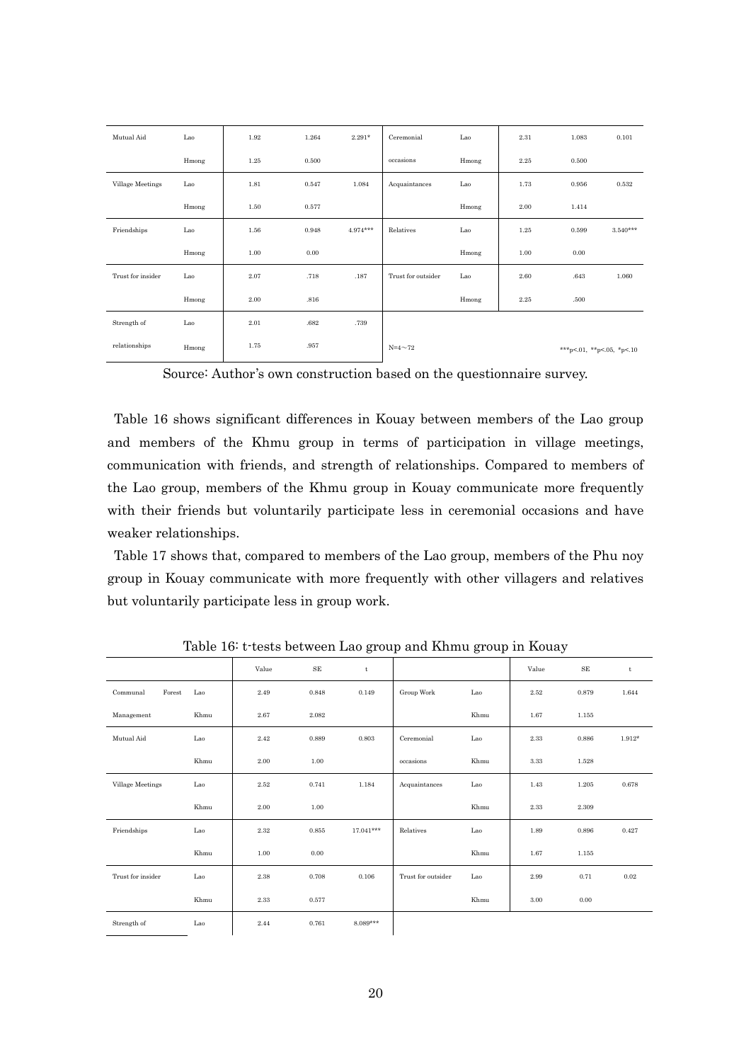| | | | | | | | | | |
|---|---|---|---|---|---|---|---|---|---|
| Mutual Aid | Lao | 1.92 | 1.264 | 2.291* | Ceremonial | Lao | 2.31 | 1.083 | 0.101 |
| | Hmong | 1.25 | 0.500 | | occasions | Hmong | 2.25 | 0.500 | |
| Village Meetings | Lao | 1.81 | 0.547 | 1.084 | Acquaintances | Lao | 1.73 | 0.956 | 0.532 |
| | Hmong | 1.50 | 0.577 | | | Hmong | 2.00 | 1.414 | |
| Friendships | Lao | 1.56 | 0.948 | 4.974*** | Relatives | Lao | 1.25 | 0.599 | 3.540*** |
| | Hmong | 1.00 | 0.00 | | | Hmong | 1.00 | 0.00 | |
| Trust for insider | Lao | 2.07 | .718 | .187 | Trust for outsider | Lao | 2.60 | .643 | 1.060 |
| | Hmong | 2.00 | .816 | | | Hmong | 2.25 | .500 | |
| Strength of | Lao | 2.01 | .682 | .739 | | | | | |
| relationships | Hmong | 1.75 | .957 | | N=4～72 | | | ***p<.01, **p<.05, *p<.10 | |

Source: Author's own construction based on the questionnaire survey.

Table 16 shows significant differences in Kouay between members of the Lao group and members of the Khmu group in terms of participation in village meetings, communication with friends, and strength of relationships. Compared to members of the Lao group, members of the Khmu group in Kouay communicate more frequently with their friends but voluntarily participate less in ceremonial occasions and have weaker relationships.

Table 17 shows that, compared to members of the Lao group, members of the Phu noy group in Kouay communicate with more frequently with other villagers and relatives but voluntarily participate less in group work.

Table 16: t-tests between Lao group and Khmu group in Kouay

| | | Value | SE | t | | | Value | SE | t |
|---|---|---|---|---|---|---|---|---|---|
| Communal Forest | Lao | 2.49 | 0.848 | 0.149 | Group Work | Lao | 2.52 | 0.879 | 1.644 |
| Management | Khmu | 2.67 | 2.082 | | | Khmu | 1.67 | 1.155 | |
| Mutual Aid | Lao | 2.42 | 0.889 | 0.803 | Ceremonial | Lao | 2.33 | 0.886 | 1.912* |
| | Khmu | 2.00 | 1.00 | | occasions | Khmu | 3.33 | 1.528 | |
| Village Meetings | Lao | 2.52 | 0.741 | 1.184 | Acquaintances | Lao | 1.43 | 1.205 | 0.678 |
| | Khmu | 2.00 | 1.00 | | | Khmu | 2.33 | 2.309 | |
| Friendships | Lao | 2.32 | 0.855 | 17.041*** | Relatives | Lao | 1.89 | 0.896 | 0.427 |
| | Khmu | 1.00 | 0.00 | | | Khmu | 1.67 | 1.155 | |
| Trust for insider | Lao | 2.38 | 0.708 | 0.106 | Trust for outsider | Lao | 2.99 | 0.71 | 0.02 |
| | Khmu | 2.33 | 0.577 | | | Khmu | 3.00 | 0.00 | |
| Strength of | Lao | 2.44 | 0.761 | 8.089*** | | | | | |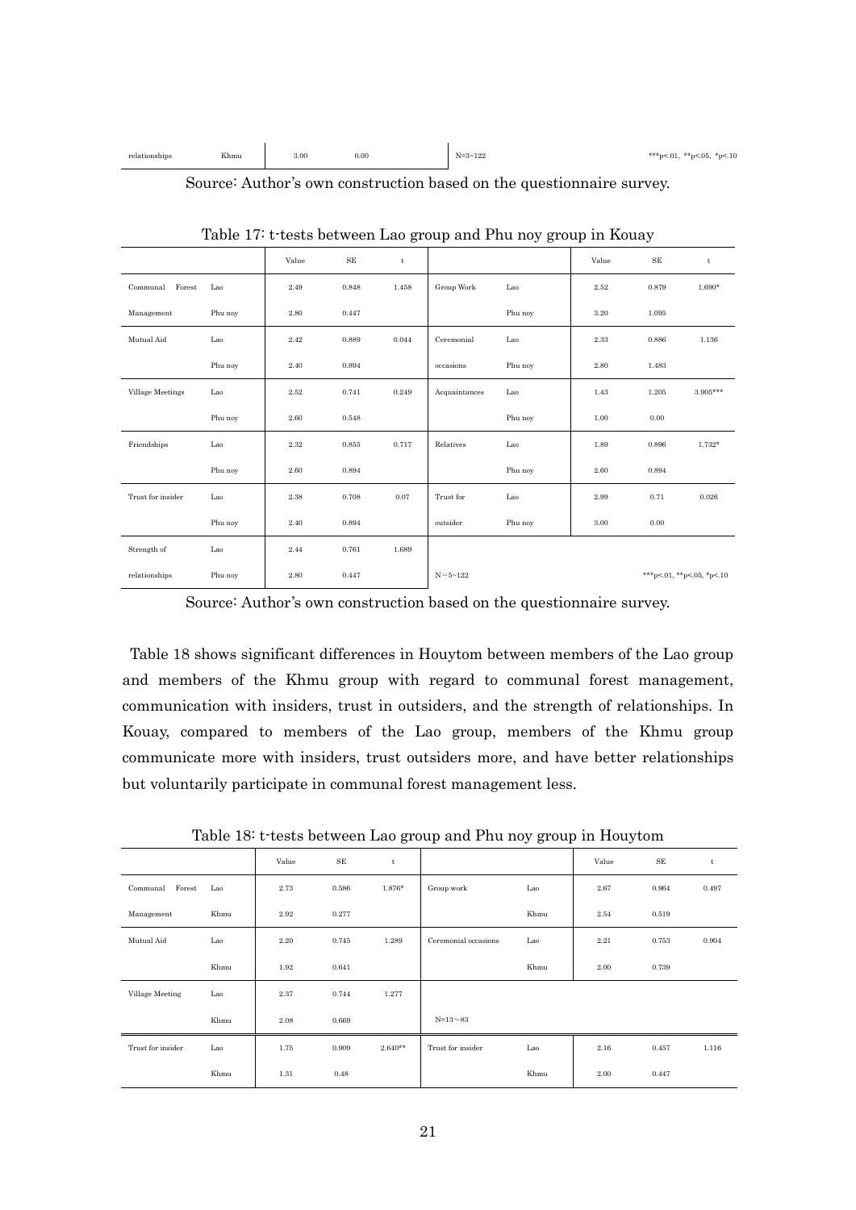| relationships | Khmu | 3.00 | 0.00 | | N=3~122 | | | | ***p<.01, **p<.05, *p<.10 |
|---|---|---|---|---|---|---|---|---|---|

Source: Author's own construction based on the questionnaire survey.

Table 17: t-tests between Lao group and Phu noy group in Kouay

| | | Value | SE | t | | | Value | SE | t |
|---|---|---|---|---|---|---|---|---|---|
| Communal Forest | Lao | 2.49 | 0.848 | 1.458 | Group Work | Lao | 2.52 | 0.879 | 1.690* |
| Management | Phu noy | 2.80 | 0.447 | | | Phu noy | 3.20 | 1.095 | |
| Mutual Aid | Lao | 2.42 | 0.889 | 0.044 | Ceremonial | Lao | 2.33 | 0.886 | 1.136 |
| | Phu noy | 2.40 | 0.894 | | occasions | Phu noy | 2.80 | 1.483 | |
| Village Meetings | Lao | 2.52 | 0.741 | 0.249 | Acquaintances | Lao | 1.43 | 1.205 | 3.905*** |
| | Phu noy | 2.60 | 0.548 | | | Phu noy | 1.00 | 0.00 | |
| Friendships | Lao | 2.32 | 0.855 | 0.717 | Relatives | Lao | 1.89 | 0.896 | 1.732* |
| | Phu noy | 2.60 | 0.894 | | | Phu noy | 2.60 | 0.894 | |
| Trust for insider | Lao | 2.38 | 0.708 | 0.07 | Trust for | Lao | 2.99 | 0.71 | 0.026 |
| | Phu noy | 2.40 | 0.894 | | outsider | Phu noy | 3.00 | 0.00 | |
| Strength of | Lao | 2.44 | 0.761 | 1.689 | | | | | |
| relationships | Phu noy | 2.80 | 0.447 | | N＝5~122 | | | | ***p<.01, **p<.05, *p<.10 |

Source: Author's own construction based on the questionnaire survey.

Table 18 shows significant differences in Houytom between members of the Lao group and members of the Khmu group with regard to communal forest management, communication with insiders, trust in outsiders, and the strength of relationships. In Kouay, compared to members of the Lao group, members of the Khmu group communicate more with insiders, trust outsiders more, and have better relationships but voluntarily participate in communal forest management less.

Table 18: t-tests between Lao group and Phu noy group in Houytom

| | | Value | SE | t | | | Value | SE | t |
|---|---|---|---|---|---|---|---|---|---|
| Communal Forest | Lao | 2.73 | 0.586 | 1.876* | Group work | Lao | 2.67 | 0.964 | 0.497 |
| Management | Khmu | 2.92 | 0.277 | | | Khmu | 2.54 | 0.519 | |
| Mutual Aid | Lao | 2.20 | 0.745 | 1.289 | Ceremonial occasions | Lao | 2.21 | 0.753 | 0.904 |
| | Khmu | 1.92 | 0.641 | | | Khmu | 2.00 | 0.739 | |
| Village Meeting | Lao | 2.37 | 0.744 | 1.277 | | | | | |
| | Khmu | 2.08 | 0.669 | | N=13～83 | | | | |
| Trust for insider | Lao | 1.75 | 0.909 | 2.640** | Trust for insider | Lao | 2.16 | 0.457 | 1.116 |
| | Khmu | 1.31 | 0.48 | | | Khmu | 2.00 | 0.447 | |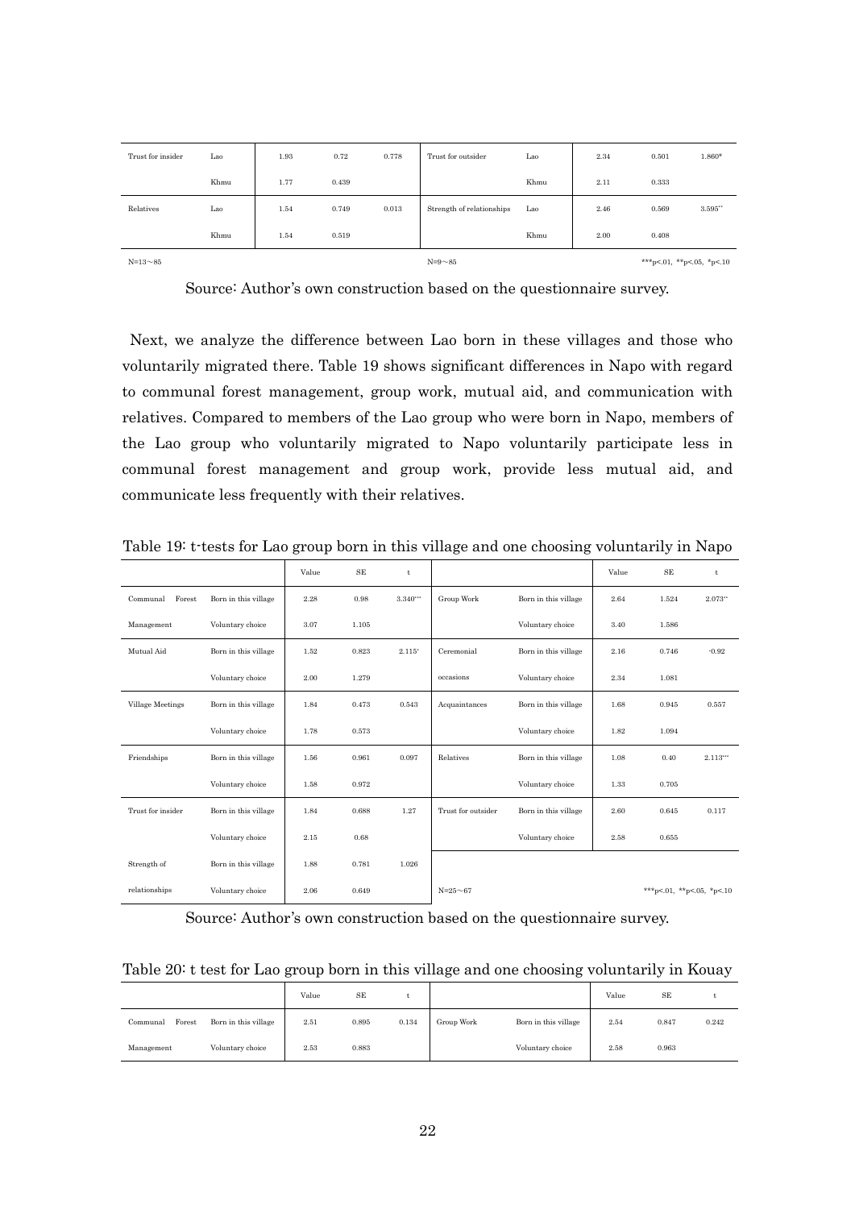| | | | | | | | | | |
|---|---|---|---|---|---|---|---|---|---|
| Trust for insider | Lao | 1.93 | 0.72 | 0.778 | Trust for outsider | Lao | 2.34 | 0.501 | 1.860* |
| | Khmu | 1.77 | 0.439 | | | Khmu | 2.11 | 0.333 | |
| Relatives | Lao | 1.54 | 0.749 | 0.013 | Strength of relationships | Lao | 2.46 | 0.569 | 3.595** |
| | Khmu | 1.54 | 0.519 | | | Khmu | 2.00 | 0.408 | |
| N=13～85 | | | | | N=9～85 | | | ***p<.01, **p<.05, *p<.10 | |

Source: Author's own construction based on the questionnaire survey.

Next, we analyze the difference between Lao born in these villages and those who voluntarily migrated there. Table 19 shows significant differences in Napo with regard to communal forest management, group work, mutual aid, and communication with relatives. Compared to members of the Lao group who were born in Napo, members of the Lao group who voluntarily migrated to Napo voluntarily participate less in communal forest management and group work, provide less mutual aid, and communicate less frequently with their relatives.

Table 19: t-tests for Lao group born in this village and one choosing voluntarily in Napo

| | | Value | SE | t | | | Value | SE | t |
|---|---|---|---|---|---|---|---|---|---|
| Communal Forest | Born in this village | 2.28 | 0.98 | 3.340*** | Group Work | Born in this village | 2.64 | 1.524 | 2.073** |
| Management | Voluntary choice | 3.07 | 1.105 | | | Voluntary choice | 3.40 | 1.586 | |
| Mutual Aid | Born in this village | 1.52 | 0.823 | 2.115* | Ceremonial | Born in this village | 2.16 | 0.746 | -0.92 |
| | Voluntary choice | 2.00 | 1.279 | | occasions | Voluntary choice | 2.34 | 1.081 | |
| Village Meetings | Born in this village | 1.84 | 0.473 | 0.543 | Acquaintances | Born in this village | 1.68 | 0.945 | 0.557 |
| | Voluntary choice | 1.78 | 0.573 | | | Voluntary choice | 1.82 | 1.094 | |
| Friendships | Born in this village | 1.56 | 0.961 | 0.097 | Relatives | Born in this village | 1.08 | 0.40 | 2.113*** |
| | Voluntary choice | 1.58 | 0.972 | | | Voluntary choice | 1.33 | 0.705 | |
| Trust for insider | Born in this village | 1.84 | 0.688 | 1.27 | Trust for outsider | Born in this village | 2.60 | 0.645 | 0.117 |
| | Voluntary choice | 2.15 | 0.68 | | | Voluntary choice | 2.58 | 0.655 | |
| Strength of | Born in this village | 1.88 | 0.781 | 1.026 | | | | | |
| relationships | Voluntary choice | 2.06 | 0.649 | | N=25～67 | | | ***p<.01, **p<.05, *p<.10 | |

Source: Author's own construction based on the questionnaire survey.

Table 20: t test for Lao group born in this village and one choosing voluntarily in Kouay

| | | Value | SE | t | | | Value | SE | t |
|---|---|---|---|---|---|---|---|---|---|
| Communal Forest | Born in this village | 2.51 | 0.895 | 0.134 | Group Work | Born in this village | 2.54 | 0.847 | 0.242 |
| Management | Voluntary choice | 2.53 | 0.883 | | | Voluntary choice | 2.58 | 0.963 | |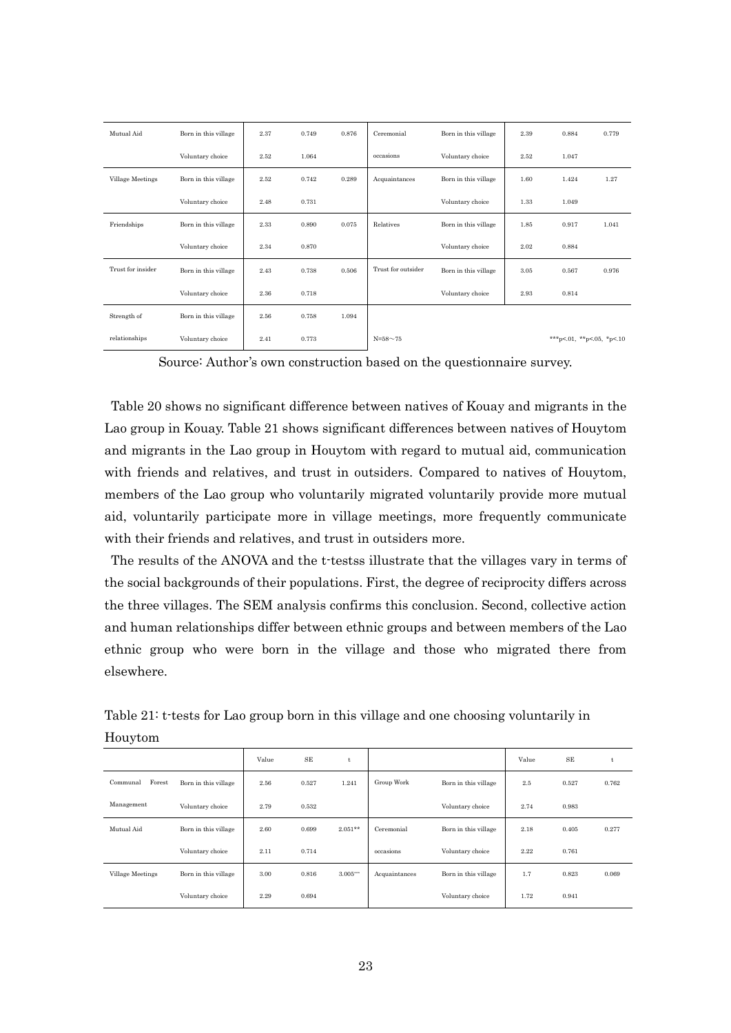| | | | | | | | | | |
|---|---|---|---|---|---|---|---|---|---|
| Mutual Aid | Born in this village | 2.37 | 0.749 | 0.876 | Ceremonial | Born in this village | 2.39 | 0.884 | 0.779 |
| | Voluntary choice | 2.52 | 1.064 | | occasions | Voluntary choice | 2.52 | 1.047 | |
| Village Meetings | Born in this village | 2.52 | 0.742 | 0.289 | Acquaintances | Born in this village | 1.60 | 1.424 | 1.27 |
| | Voluntary choice | 2.48 | 0.731 | | | Voluntary choice | 1.33 | 1.049 | |
| Friendships | Born in this village | 2.33 | 0.890 | 0.075 | Relatives | Born in this village | 1.85 | 0.917 | 1.041 |
| | Voluntary choice | 2.34 | 0.870 | | | Voluntary choice | 2.02 | 0.884 | |
| Trust for insider | Born in this village | 2.43 | 0.738 | 0.506 | Trust for outsider | Born in this village | 3.05 | 0.567 | 0.976 |
| | Voluntary choice | 2.36 | 0.718 | | | Voluntary choice | 2.93 | 0.814 | |
| Strength of | Born in this village | 2.56 | 0.758 | 1.094 | | | | | |
| relationships | Voluntary choice | 2.41 | 0.773 | | N=58～75 | | | ***p<.01, **p<.05, *p<.10 | |

Source: Author's own construction based on the questionnaire survey.

Table 20 shows no significant difference between natives of Kouay and migrants in the Lao group in Kouay. Table 21 shows significant differences between natives of Houytom and migrants in the Lao group in Houytom with regard to mutual aid, communication with friends and relatives, and trust in outsiders. Compared to natives of Houytom, members of the Lao group who voluntarily migrated voluntarily provide more mutual aid, voluntarily participate more in village meetings, more frequently communicate with their friends and relatives, and trust in outsiders more.

The results of the ANOVA and the t-testss illustrate that the villages vary in terms of the social backgrounds of their populations. First, the degree of reciprocity differs across the three villages. The SEM analysis confirms this conclusion. Second, collective action and human relationships differ between ethnic groups and between members of the Lao ethnic group who were born in the village and those who migrated there from elsewhere.

Table 21: t-tests for Lao group born in this village and one choosing voluntarily in Houytom

| | | Value | SE | t | | | Value | SE | t |
|---|---|---|---|---|---|---|---|---|---|
| Communal Forest | Born in this village | 2.56 | 0.527 | 1.241 | Group Work | Born in this village | 2.5 | 0.527 | 0.762 |
| Management | Voluntary choice | 2.79 | 0.532 | | | Voluntary choice | 2.74 | 0.983 | |
| Mutual Aid | Born in this village | 2.60 | 0.699 | 2.051** | Ceremonial | Born in this village | 2.18 | 0.405 | 0.277 |
| | Voluntary choice | 2.11 | 0.714 | | occasions | Voluntary choice | 2.22 | 0.761 | |
| Village Meetings | Born in this village | 3.00 | 0.816 | 3.005*** | Acquaintances | Born in this village | 1.7 | 0.823 | 0.069 |
| | Voluntary choice | 2.29 | 0.694 | | | Voluntary choice | 1.72 | 0.941 | |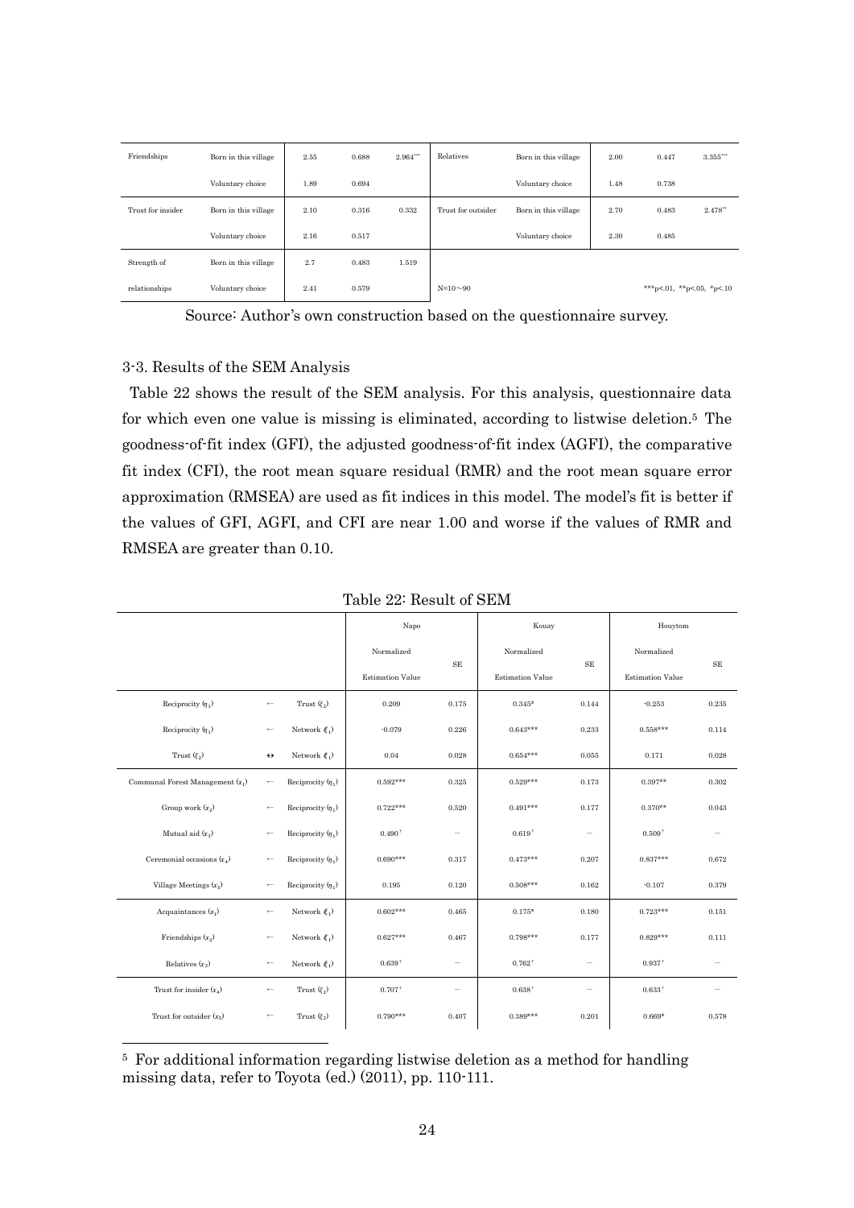| Friendships | Born in this village | 2.55 | 0.688 | 2.964*** | Relatives | Born in this village | 2.00 | 0.447 | 3.355*** |
|---|---|---|---|---|---|---|---|---|---|
| | Voluntary choice | 1.89 | 0.694 | | | Voluntary choice | 1.48 | 0.738 | |
| Trust for insider | Born in this village | 2.10 | 0.316 | 0.332 | Trust for outsider | Born in this village | 2.70 | 0.483 | 2.478** |
| | Voluntary choice | 2.16 | 0.517 | | | Voluntary choice | 2.30 | 0.485 | |
| Strength of | Born in this village | 2.7 | 0.483 | 1.519 | | | | | |
| relationships | Voluntary choice | 2.41 | 0.579 | | N=10～90 | | | ***p<.01, **p<.05, *p<.10 | |

Source: Author's own construction based on the questionnaire survey.

3-3. Results of the SEM Analysis

Table 22 shows the result of the SEM analysis. For this analysis, questionnaire data for which even one value is missing is eliminated, according to listwise deletion.[5] The goodness-of-fit index (GFI), the adjusted goodness-of-fit index (AGFI), the comparative fit index (CFI), the root mean square residual (RMR) and the root mean square error approximation (RMSEA) are used as fit indices in this model. The model's fit is better if the values of GFI, AGFI, and CFI are near 1.00 and worse if the values of RMR and RMSEA are greater than 0.10.

Table 22: Result of SEM

| | | | Napo | | Kouay | | Houytom | |
|---|---|---|---|---|---|---|---|---|
| | | | Normalized Estimation Value | SE | Normalized Estimation Value | SE | Normalized Estimation Value | SE |
| Reciprocity ($\eta_1$) | ← | Trust ($\xi_2$) | 0.209 | 0.175 | 0.345* | 0.144 | -0.253 | 0.235 |
| Reciprocity ($\eta_1$) | ← | Network ($\xi_1$) | -0.079 | 0.226 | 0.643*** | 0.233 | 0.558*** | 0.114 |
| Trust ($\xi_2$) | ↔ | Network ($\xi_1$) | 0.04 | 0.028 | 0.654*** | 0.055 | 0.171 | 0.028 |
| Communal Forest Management ($x_1$) | ← | Reciprocity ($\eta_1$) | 0.592*** | 0.325 | 0.529*** | 0.173 | 0.397** | 0.302 |
| Group work ($x_2$) | ← | Reciprocity ($\eta_1$) | 0.722*** | 0.520 | 0.491*** | 0.177 | 0.370** | 0.043 |
| Mutual aid ($x_3$) | ← | Reciprocity ($\eta_1$) | 0.490† | — | 0.619† | — | 0.509† | — |
| Ceremonial occasions ($x_4$) | ← | Reciprocity ($\eta_1$) | 0.690*** | 0.317 | 0.473*** | 0.207 | 0.837*** | 0.672 |
| Village Meetings ($x_5$) | ← | Reciprocity ($\eta_1$) | 0.195 | 0.120 | 0.508*** | 0.162 | -0.107 | 0.379 |
| Acquaintances ($x_1$) | ← | Network ($\xi_1$) | 0.602*** | 0.465 | 0.175* | 0.180 | 0.723*** | 0.151 |
| Friendships ($x_2$) | ← | Network ($\xi_1$) | 0.627*** | 0.467 | 0.798*** | 0.177 | 0.829*** | 0.111 |
| Relatives ($x_3$) | ← | Network ($\xi_1$) | 0.639† | — | 0.762† | — | 0.937† | — |
| Trust for insider ($x_4$) | ← | Trust ($\xi_2$) | 0.707† | — | 0.638† | — | 0.633† | — |
| Trust for outsider ($x_5$) | ← | Trust ($\xi_2$) | 0.790*** | 0.407 | 0.389*** | 0.201 | 0.669* | 0.578 |

[5] For additional information regarding listwise deletion as a method for handling missing data, refer to Toyota (ed.) (2011), pp. 110-111.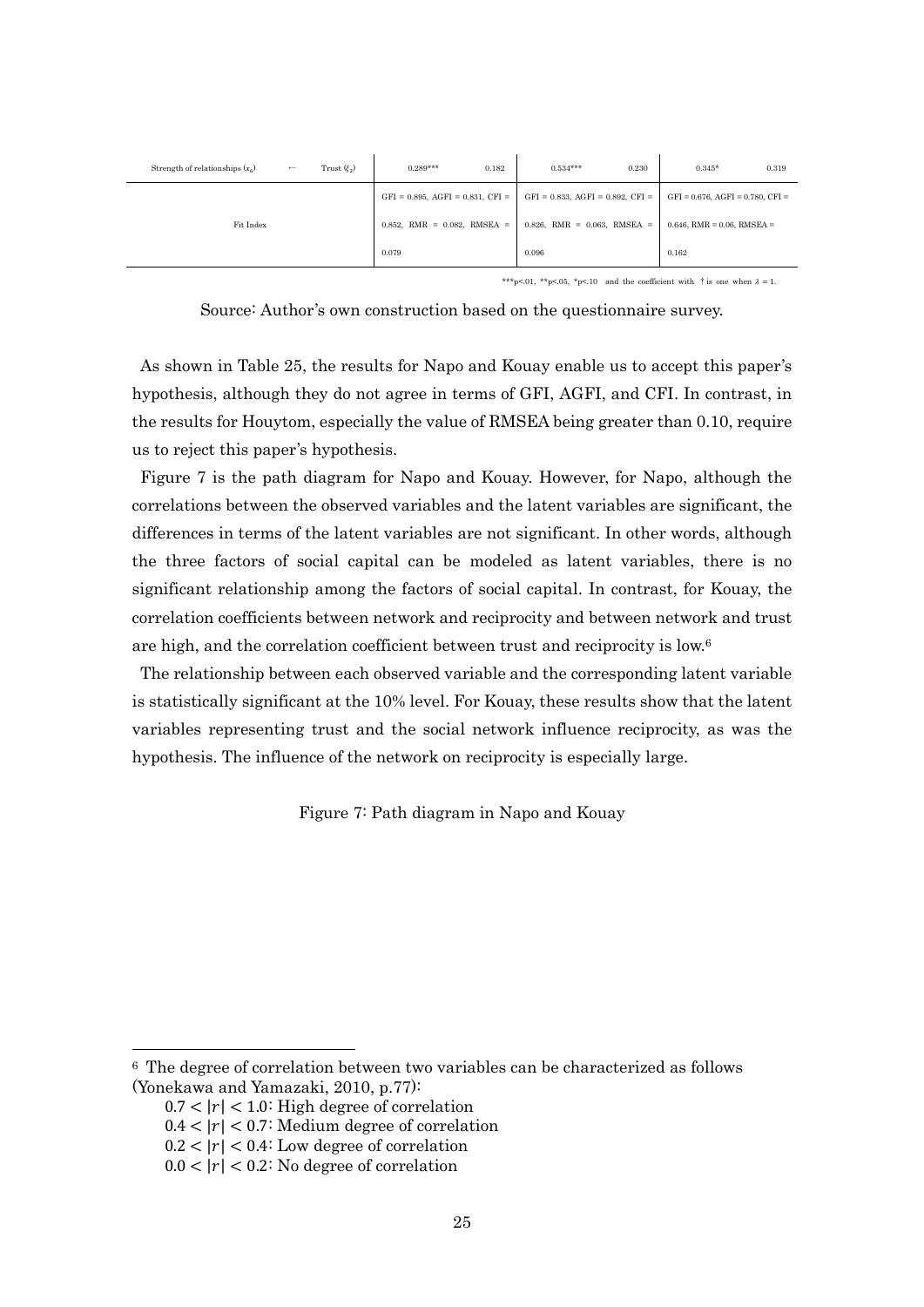| | | | | | | | | |
|---|---|---|---|---|---|---|---|---|
| Strength of relationships ($x_6$) | ← | Trust ($\xi_2$) | 0.289*** | 0.182 | 0.534*** | 0.230 | 0.345* | 0.319 |
| Fit Index | | | GFI = 0.895, AGFI = 0.831, CFI = 0.852, RMR = 0.082, RMSEA = 0.079 | | GFI = 0.833, AGFI = 0.892, CFI = 0.826, RMR = 0.063, RMSEA = 0.096 | | GFI = 0.676, AGFI = 0.780, CFI = 0.646, RMR = 0.06, RMSEA = 0.162 | |

***p<.01, **p<.05, *p<.10 and the coefficient with † is one when $\lambda$ = 1.

Source: Author's own construction based on the questionnaire survey.

As shown in Table 25, the results for Napo and Kouay enable us to accept this paper's hypothesis, although they do not agree in terms of GFI, AGFI, and CFI. In contrast, in the results for Houytom, especially the value of RMSEA being greater than 0.10, require us to reject this paper's hypothesis.

Figure 7 is the path diagram for Napo and Kouay. However, for Napo, although the correlations between the observed variables and the latent variables are significant, the differences in terms of the latent variables are not significant. In other words, although the three factors of social capital can be modeled as latent variables, there is no significant relationship among the factors of social capital. In contrast, for Kouay, the correlation coefficients between network and reciprocity and between network and trust are high, and the correlation coefficient between trust and reciprocity is low.[6]

The relationship between each observed variable and the corresponding latent variable is statistically significant at the 10% level. For Kouay, these results show that the latent variables representing trust and the social network influence reciprocity, as was the hypothesis. The influence of the network on reciprocity is especially large.

Figure 7: Path diagram in Napo and Kouay

[6] The degree of correlation between two variables can be characterized as follows (Yonekawa and Yamazaki, 2010, p.77):

$0.7 < |r| < 1.0$: High degree of correlation

$0.4 < |r| < 0.7$: Medium degree of correlation

$0.2 < |r| < 0.4$: Low degree of correlation

$0.0 < |r| < 0.2$: No degree of correlation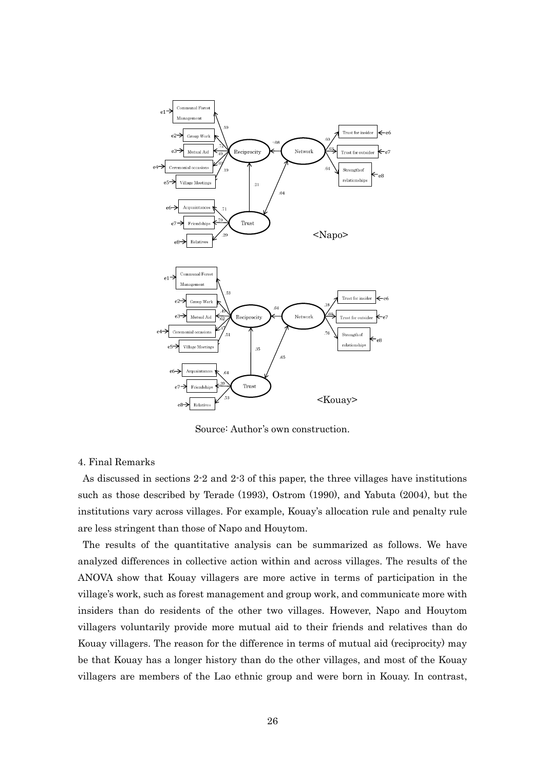Source: Author's own construction.

4. Final Remarks

As discussed in sections 2-2 and 2-3 of this paper, the three villages have institutions such as those described by Terade (1993), Ostrom (1990), and Yabuta (2004), but the institutions vary across villages. For example, Kouay's allocation rule and penalty rule are less stringent than those of Napo and Houytom.

The results of the quantitative analysis can be summarized as follows. We have analyzed differences in collective action within and across villages. The results of the ANOVA show that Kouay villagers are more active in terms of participation in the village's work, such as forest management and group work, and communicate more with insiders than do residents of the other two villages. However, Napo and Houytom villagers voluntarily provide more mutual aid to their friends and relatives than do Kouay villagers. The reason for the difference in terms of mutual aid (reciprocity) may be that Kouay has a longer history than do the other villages, and most of the Kouay villagers are members of the Lao ethnic group and were born in Kouay. In contrast,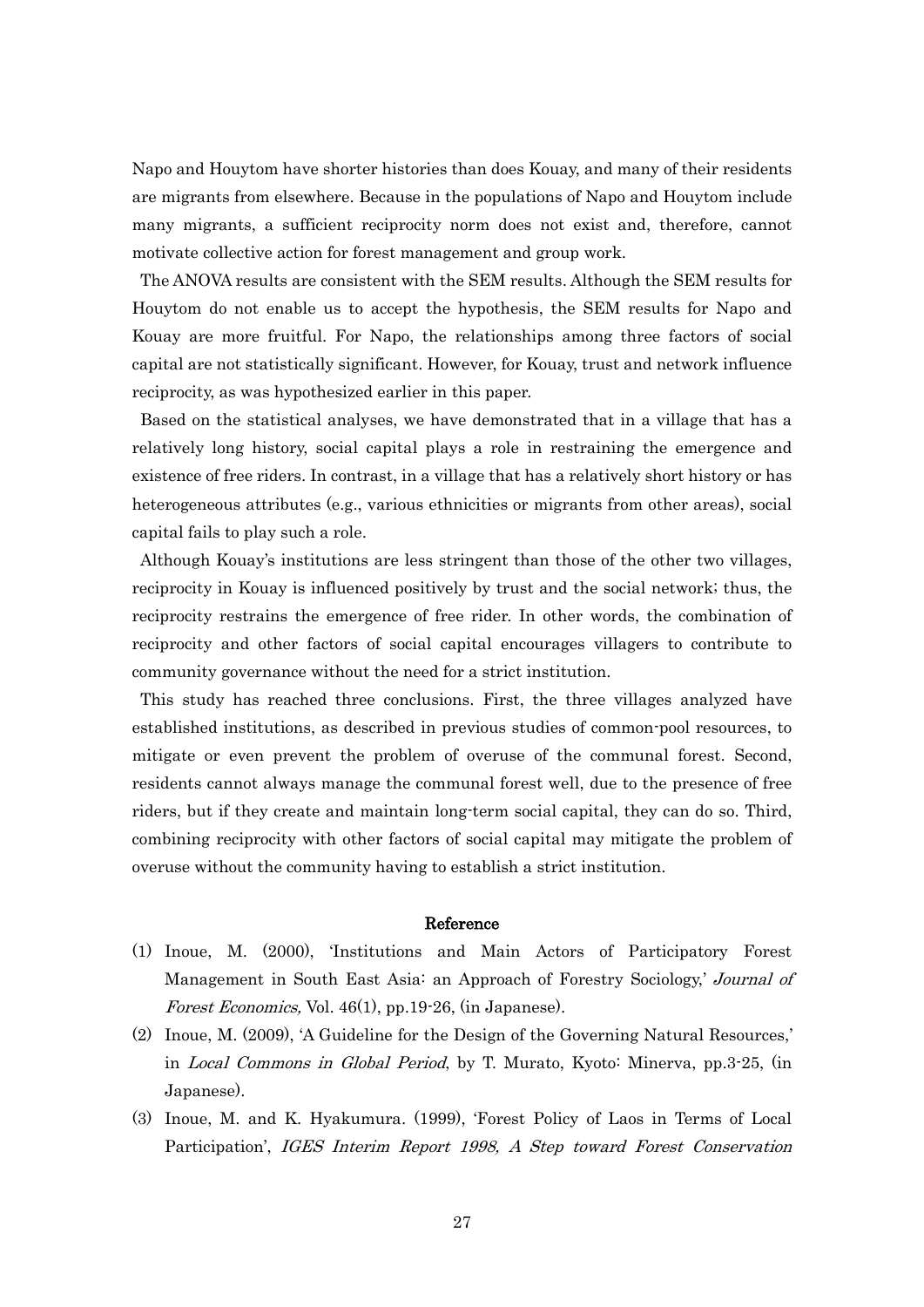Napo and Houytom have shorter histories than does Kouay, and many of their residents are migrants from elsewhere. Because in the populations of Napo and Houytom include many migrants, a sufficient reciprocity norm does not exist and, therefore, cannot motivate collective action for forest management and group work.

The ANOVA results are consistent with the SEM results. Although the SEM results for Houytom do not enable us to accept the hypothesis, the SEM results for Napo and Kouay are more fruitful. For Napo, the relationships among three factors of social capital are not statistically significant. However, for Kouay, trust and network influence reciprocity, as was hypothesized earlier in this paper.

Based on the statistical analyses, we have demonstrated that in a village that has a relatively long history, social capital plays a role in restraining the emergence and existence of free riders. In contrast, in a village that has a relatively short history or has heterogeneous attributes (e.g., various ethnicities or migrants from other areas), social capital fails to play such a role.

Although Kouay's institutions are less stringent than those of the other two villages, reciprocity in Kouay is influenced positively by trust and the social network; thus, the reciprocity restrains the emergence of free rider. In other words, the combination of reciprocity and other factors of social capital encourages villagers to contribute to community governance without the need for a strict institution.

This study has reached three conclusions. First, the three villages analyzed have established institutions, as described in previous studies of common-pool resources, to mitigate or even prevent the problem of overuse of the communal forest. Second, residents cannot always manage the communal forest well, due to the presence of free riders, but if they create and maintain long-term social capital, they can do so. Third, combining reciprocity with other factors of social capital may mitigate the problem of overuse without the community having to establish a strict institution.

## Reference

(1) Inoue, M. (2000), 'Institutions and Main Actors of Participatory Forest Management in South East Asia: an Approach of Forestry Sociology,' *Journal of Forest Economics,* Vol. 46(1), pp.19-26, (in Japanese).

(2) Inoue, M. (2009), 'A Guideline for the Design of the Governing Natural Resources,' in *Local Commons in Global Period*, by T. Murato, Kyoto: Minerva, pp.3-25, (in Japanese).

(3) Inoue, M. and K. Hyakumura. (1999), 'Forest Policy of Laos in Terms of Local Participation', *IGES Interim Report 1998, A Step toward Forest Conservation*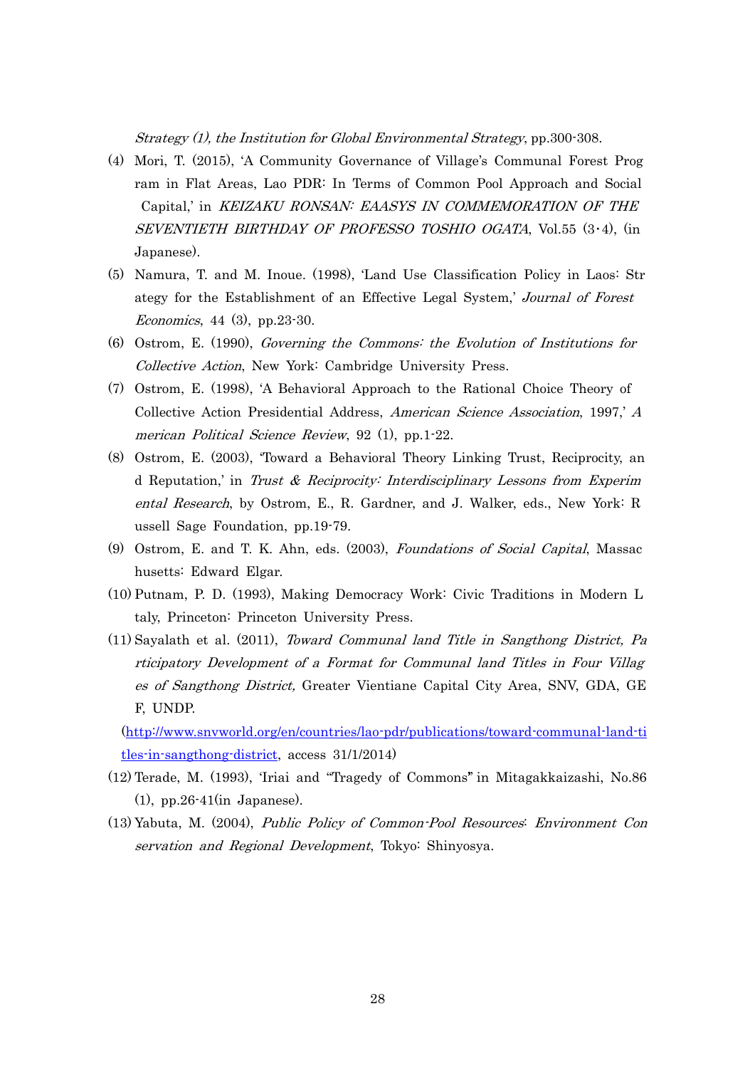*Strategy (1), the Institution for Global Environmental Strategy*, pp.300-308.

(4) Mori, T. (2015), 'A Community Governance of Village's Communal Forest Program in Flat Areas, Lao PDR: In Terms of Common Pool Approach and Social Capital,' in *KEIZAKU RONSAN: EAASYS IN COMMEMORATION OF THE SEVENTIETH BIRTHDAY OF PROFESSO TOSHIO OGATA*, Vol.55 (3・4), (in Japanese).

(5) Namura, T. and M. Inoue. (1998), 'Land Use Classification Policy in Laos: Strategy for the Establishment of an Effective Legal System,' *Journal of Forest Economics*, 44 (3), pp.23-30.

(6) Ostrom, E. (1990), *Governing the Commons: the Evolution of Institutions for Collective Action*, New York: Cambridge University Press.

(7) Ostrom, E. (1998), 'A Behavioral Approach to the Rational Choice Theory of Collective Action Presidential Address, *American Science Association*, 1997,' *American Political Science Review*, 92 (1), pp.1-22.

(8) Ostrom, E. (2003), 'Toward a Behavioral Theory Linking Trust, Reciprocity, and Reputation,' in *Trust & Reciprocity: Interdisciplinary Lessons from Experimental Research*, by Ostrom, E., R. Gardner, and J. Walker, eds., New York: Russell Sage Foundation, pp.19-79.

(9) Ostrom, E. and T. K. Ahn, eds. (2003), *Foundations of Social Capital*, Massachusetts: Edward Elgar.

(10) Putnam, P. D. (1993), Making Democracy Work: Civic Traditions in Modern Ltaly, Princeton: Princeton University Press.

(11) Sayalath et al. (2011), *Toward Communal land Title in Sangthong District, Participatory Development of a Format for Communal land Titles in Four Villages of Sangthong District,* Greater Vientiane Capital City Area, SNV, GDA, GEF, UNDP.

(http://www.snvworld.org/en/countries/lao-pdr/publications/toward-communal-land-titles-in-sangthong-district, access 31/1/2014)

(12) Terade, M. (1993), 'Iriai and "Tragedy of Commons" in Mitagakkaizashi, No.86 (1), pp.26-41(in Japanese).

(13) Yabuta, M. (2004), *Public Policy of Common-Pool Resources: Environment Conservation and Regional Development*, Tokyo: Shinyosya.